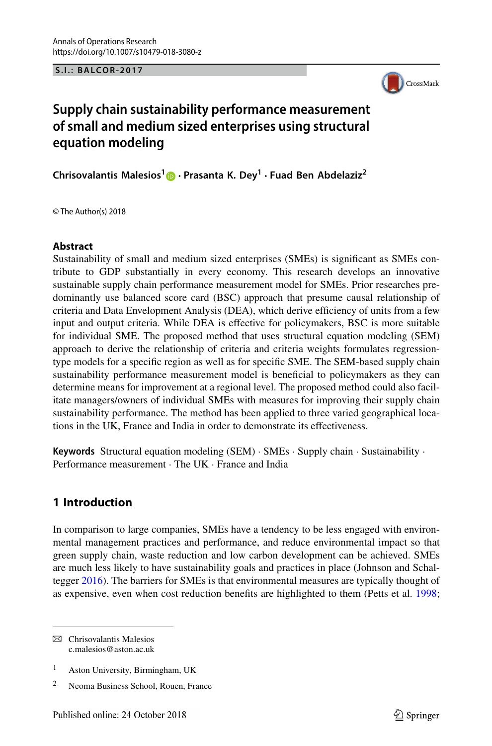Annals of Operations Research
https://doi.org/10.1007/s10479-018-3080-z

**S.I.: BALCOR-2017**

# Supply chain sustainability performance measurement of small and medium sized enterprises using structural equation modeling

**Chrisovalantis Malesios[1] · Prasanta K. Dey[1] · Fuad Ben Abdelaziz[2]**

© The Author(s) 2018

## Abstract

Sustainability of small and medium sized enterprises (SMEs) is significant as SMEs contribute to GDP substantially in every economy. This research develops an innovative sustainable supply chain performance measurement model for SMEs. Prior researches predominantly use balanced score card (BSC) approach that presume causal relationship of criteria and Data Envelopment Analysis (DEA), which derive efficiency of units from a few input and output criteria. While DEA is effective for policymakers, BSC is more suitable for individual SME. The proposed method that uses structural equation modeling (SEM) approach to derive the relationship of criteria and criteria weights formulates regression-type models for a specific region as well as for specific SME. The SEM-based supply chain sustainability performance measurement model is beneficial to policymakers as they can determine means for improvement at a regional level. The proposed method could also facilitate managers/owners of individual SMEs with measures for improving their supply chain sustainability performance. The method has been applied to three varied geographical locations in the UK, France and India in order to demonstrate its effectiveness.

**Keywords** Structural equation modeling (SEM) · SMEs · Supply chain · Sustainability · Performance measurement · The UK · France and India

## 1 Introduction

In comparison to large companies, SMEs have a tendency to be less engaged with environmental management practices and performance, and reduce environmental impact so that green supply chain, waste reduction and low carbon development can be achieved. SMEs are much less likely to have sustainability goals and practices in place (Johnson and Schaltegger 2016). The barriers for SMEs is that environmental measures are typically thought of as expensive, even when cost reduction benefits are highlighted to them (Petts et al. 1998;

---

✉ Chrisovalantis Malesios
c.malesios@aston.ac.uk

[1] Aston University, Birmingham, UK

[2] Neoma Business School, Rouen, France

Published online: 24 October 2018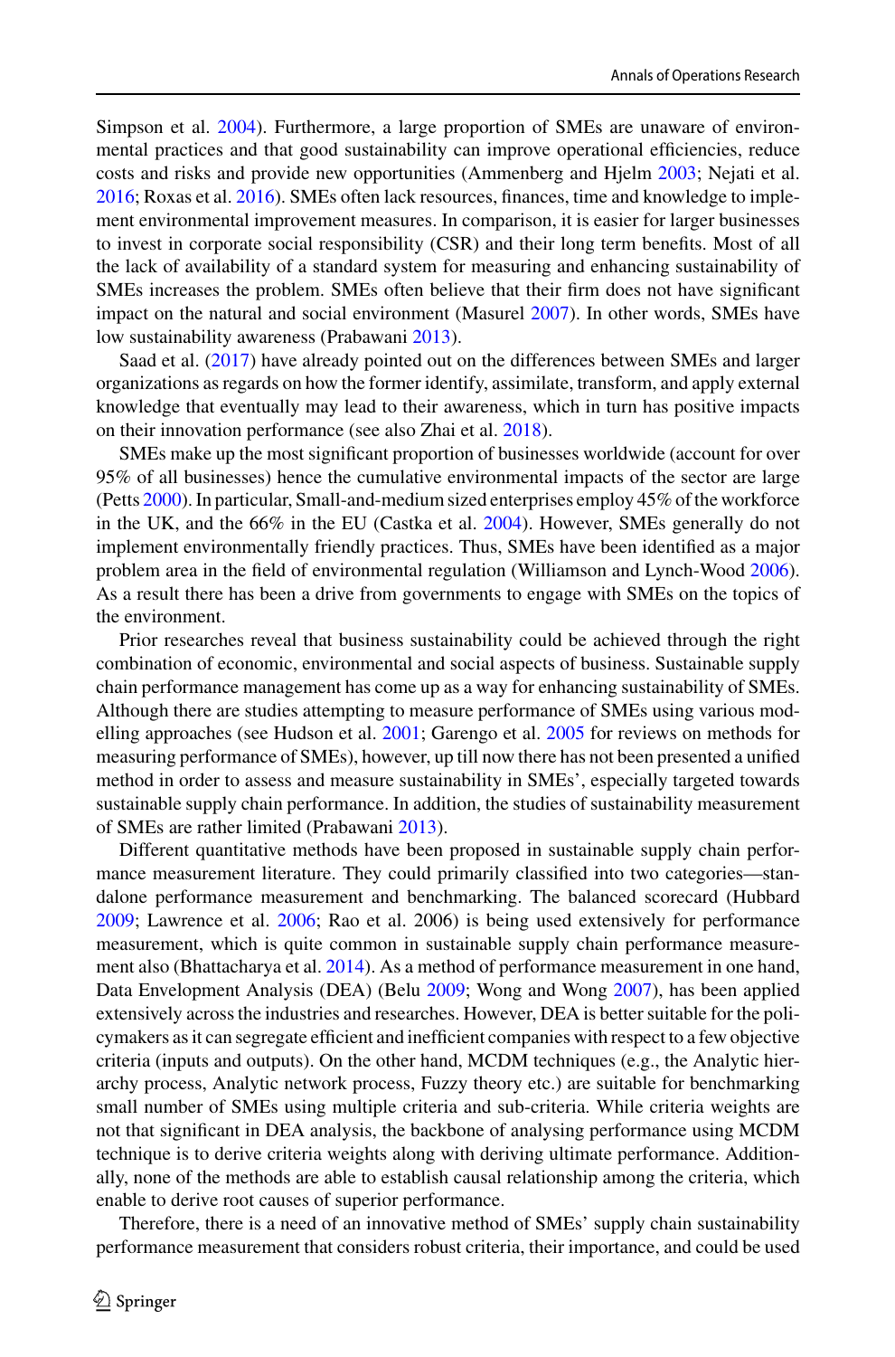Simpson et al. 2004). Furthermore, a large proportion of SMEs are unaware of environmental practices and that good sustainability can improve operational efficiencies, reduce costs and risks and provide new opportunities (Ammenberg and Hjelm 2003; Nejati et al. 2016; Roxas et al. 2016). SMEs often lack resources, finances, time and knowledge to implement environmental improvement measures. In comparison, it is easier for larger businesses to invest in corporate social responsibility (CSR) and their long term benefits. Most of all the lack of availability of a standard system for measuring and enhancing sustainability of SMEs increases the problem. SMEs often believe that their firm does not have significant impact on the natural and social environment (Masurel 2007). In other words, SMEs have low sustainability awareness (Prabawani 2013).

Saad et al. (2017) have already pointed out on the differences between SMEs and larger organizations as regards on how the former identify, assimilate, transform, and apply external knowledge that eventually may lead to their awareness, which in turn has positive impacts on their innovation performance (see also Zhai et al. 2018).

SMEs make up the most significant proportion of businesses worldwide (account for over 95% of all businesses) hence the cumulative environmental impacts of the sector are large (Petts 2000). In particular, Small-and-medium sized enterprises employ 45% of the workforce in the UK, and the 66% in the EU (Castka et al. 2004). However, SMEs generally do not implement environmentally friendly practices. Thus, SMEs have been identified as a major problem area in the field of environmental regulation (Williamson and Lynch-Wood 2006). As a result there has been a drive from governments to engage with SMEs on the topics of the environment.

Prior researches reveal that business sustainability could be achieved through the right combination of economic, environmental and social aspects of business. Sustainable supply chain performance management has come up as a way for enhancing sustainability of SMEs. Although there are studies attempting to measure performance of SMEs using various modelling approaches (see Hudson et al. 2001; Garengo et al. 2005 for reviews on methods for measuring performance of SMEs), however, up till now there has not been presented a unified method in order to assess and measure sustainability in SMEs', especially targeted towards sustainable supply chain performance. In addition, the studies of sustainability measurement of SMEs are rather limited (Prabawani 2013).

Different quantitative methods have been proposed in sustainable supply chain performance measurement literature. They could primarily classified into two categories—standalone performance measurement and benchmarking. The balanced scorecard (Hubbard 2009; Lawrence et al. 2006; Rao et al. 2006) is being used extensively for performance measurement, which is quite common in sustainable supply chain performance measurement also (Bhattacharya et al. 2014). As a method of performance measurement in one hand, Data Envelopment Analysis (DEA) (Belu 2009; Wong and Wong 2007), has been applied extensively across the industries and researches. However, DEA is better suitable for the policymakers as it can segregate efficient and inefficient companies with respect to a few objective criteria (inputs and outputs). On the other hand, MCDM techniques (e.g., the Analytic hierarchy process, Analytic network process, Fuzzy theory etc.) are suitable for benchmarking small number of SMEs using multiple criteria and sub-criteria. While criteria weights are not that significant in DEA analysis, the backbone of analysing performance using MCDM technique is to derive criteria weights along with deriving ultimate performance. Additionally, none of the methods are able to establish causal relationship among the criteria, which enable to derive root causes of superior performance.

Therefore, there is a need of an innovative method of SMEs' supply chain sustainability performance measurement that considers robust criteria, their importance, and could be used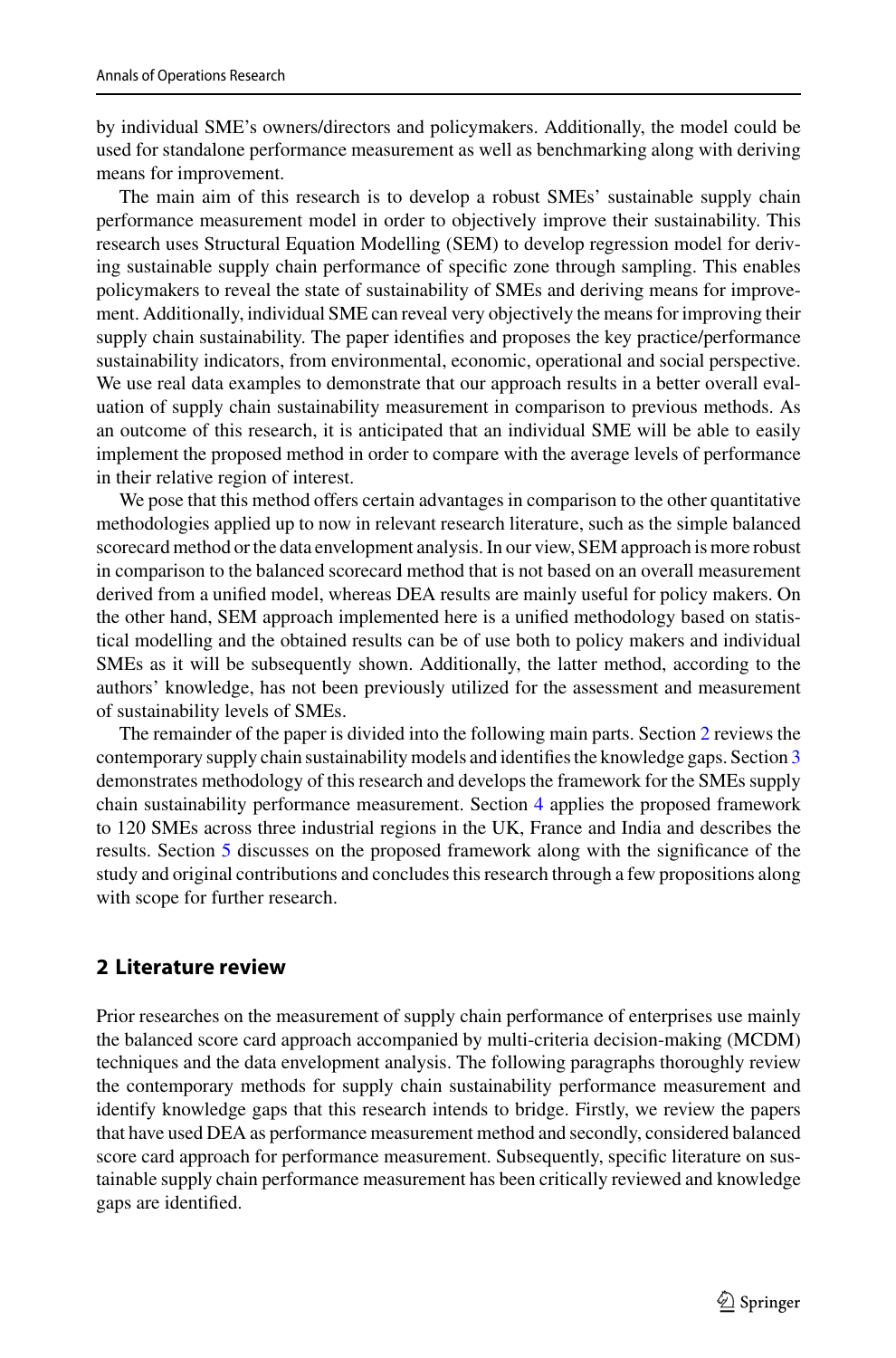by individual SME's owners/directors and policymakers. Additionally, the model could be used for standalone performance measurement as well as benchmarking along with deriving means for improvement.

The main aim of this research is to develop a robust SMEs' sustainable supply chain performance measurement model in order to objectively improve their sustainability. This research uses Structural Equation Modelling (SEM) to develop regression model for deriving sustainable supply chain performance of specific zone through sampling. This enables policymakers to reveal the state of sustainability of SMEs and deriving means for improvement. Additionally, individual SME can reveal very objectively the means for improving their supply chain sustainability. The paper identifies and proposes the key practice/performance sustainability indicators, from environmental, economic, operational and social perspective. We use real data examples to demonstrate that our approach results in a better overall evaluation of supply chain sustainability measurement in comparison to previous methods. As an outcome of this research, it is anticipated that an individual SME will be able to easily implement the proposed method in order to compare with the average levels of performance in their relative region of interest.

We pose that this method offers certain advantages in comparison to the other quantitative methodologies applied up to now in relevant research literature, such as the simple balanced scorecard method or the data envelopment analysis. In our view, SEM approach is more robust in comparison to the balanced scorecard method that is not based on an overall measurement derived from a unified model, whereas DEA results are mainly useful for policy makers. On the other hand, SEM approach implemented here is a unified methodology based on statistical modelling and the obtained results can be of use both to policy makers and individual SMEs as it will be subsequently shown. Additionally, the latter method, according to the authors' knowledge, has not been previously utilized for the assessment and measurement of sustainability levels of SMEs.

The remainder of the paper is divided into the following main parts. Section 2 reviews the contemporary supply chain sustainability models and identifies the knowledge gaps. Section 3 demonstrates methodology of this research and develops the framework for the SMEs supply chain sustainability performance measurement. Section 4 applies the proposed framework to 120 SMEs across three industrial regions in the UK, France and India and describes the results. Section 5 discusses on the proposed framework along with the significance of the study and original contributions and concludes this research through a few propositions along with scope for further research.

## 2 Literature review

Prior researches on the measurement of supply chain performance of enterprises use mainly the balanced score card approach accompanied by multi-criteria decision-making (MCDM) techniques and the data envelopment analysis. The following paragraphs thoroughly review the contemporary methods for supply chain sustainability performance measurement and identify knowledge gaps that this research intends to bridge. Firstly, we review the papers that have used DEA as performance measurement method and secondly, considered balanced score card approach for performance measurement. Subsequently, specific literature on sustainable supply chain performance measurement has been critically reviewed and knowledge gaps are identified.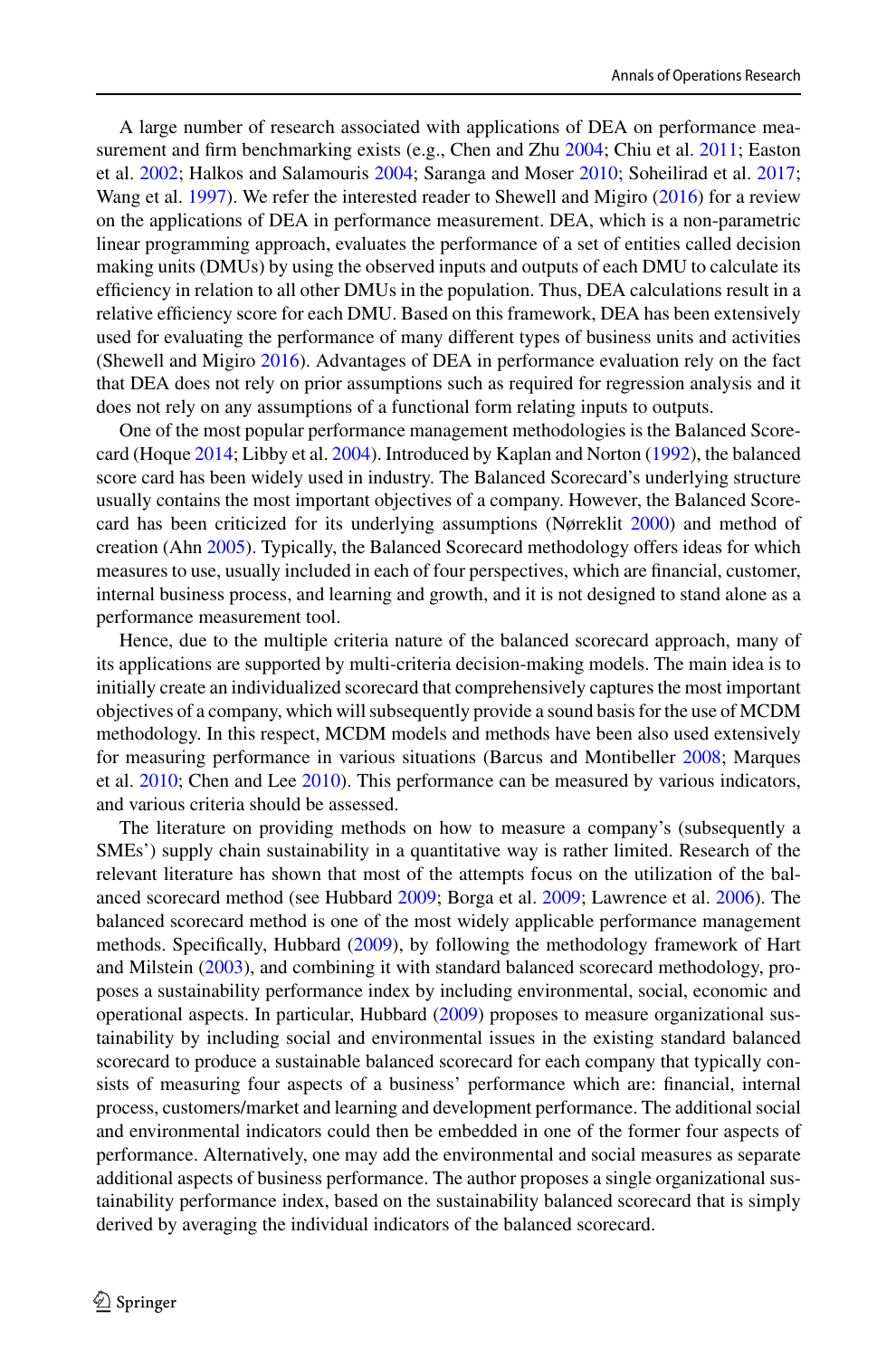A large number of research associated with applications of DEA on performance measurement and firm benchmarking exists (e.g., Chen and Zhu 2004; Chiu et al. 2011; Easton et al. 2002; Halkos and Salamouris 2004; Saranga and Moser 2010; Soheilirad et al. 2017; Wang et al. 1997). We refer the interested reader to Shewell and Migiro (2016) for a review on the applications of DEA in performance measurement. DEA, which is a non-parametric linear programming approach, evaluates the performance of a set of entities called decision making units (DMUs) by using the observed inputs and outputs of each DMU to calculate its efficiency in relation to all other DMUs in the population. Thus, DEA calculations result in a relative efficiency score for each DMU. Based on this framework, DEA has been extensively used for evaluating the performance of many different types of business units and activities (Shewell and Migiro 2016). Advantages of DEA in performance evaluation rely on the fact that DEA does not rely on prior assumptions such as required for regression analysis and it does not rely on any assumptions of a functional form relating inputs to outputs.

One of the most popular performance management methodologies is the Balanced Scorecard (Hoque 2014; Libby et al. 2004). Introduced by Kaplan and Norton (1992), the balanced score card has been widely used in industry. The Balanced Scorecard's underlying structure usually contains the most important objectives of a company. However, the Balanced Scorecard has been criticized for its underlying assumptions (Nørreklit 2000) and method of creation (Ahn 2005). Typically, the Balanced Scorecard methodology offers ideas for which measures to use, usually included in each of four perspectives, which are financial, customer, internal business process, and learning and growth, and it is not designed to stand alone as a performance measurement tool.

Hence, due to the multiple criteria nature of the balanced scorecard approach, many of its applications are supported by multi-criteria decision-making models. The main idea is to initially create an individualized scorecard that comprehensively captures the most important objectives of a company, which will subsequently provide a sound basis for the use of MCDM methodology. In this respect, MCDM models and methods have been also used extensively for measuring performance in various situations (Barcus and Montibeller 2008; Marques et al. 2010; Chen and Lee 2010). This performance can be measured by various indicators, and various criteria should be assessed.

The literature on providing methods on how to measure a company's (subsequently a SMEs') supply chain sustainability in a quantitative way is rather limited. Research of the relevant literature has shown that most of the attempts focus on the utilization of the balanced scorecard method (see Hubbard 2009; Borga et al. 2009; Lawrence et al. 2006). The balanced scorecard method is one of the most widely applicable performance management methods. Specifically, Hubbard (2009), by following the methodology framework of Hart and Milstein (2003), and combining it with standard balanced scorecard methodology, proposes a sustainability performance index by including environmental, social, economic and operational aspects. In particular, Hubbard (2009) proposes to measure organizational sustainability by including social and environmental issues in the existing standard balanced scorecard to produce a sustainable balanced scorecard for each company that typically consists of measuring four aspects of a business' performance which are: financial, internal process, customers/market and learning and development performance. The additional social and environmental indicators could then be embedded in one of the former four aspects of performance. Alternatively, one may add the environmental and social measures as separate additional aspects of business performance. The author proposes a single organizational sustainability performance index, based on the sustainability balanced scorecard that is simply derived by averaging the individual indicators of the balanced scorecard.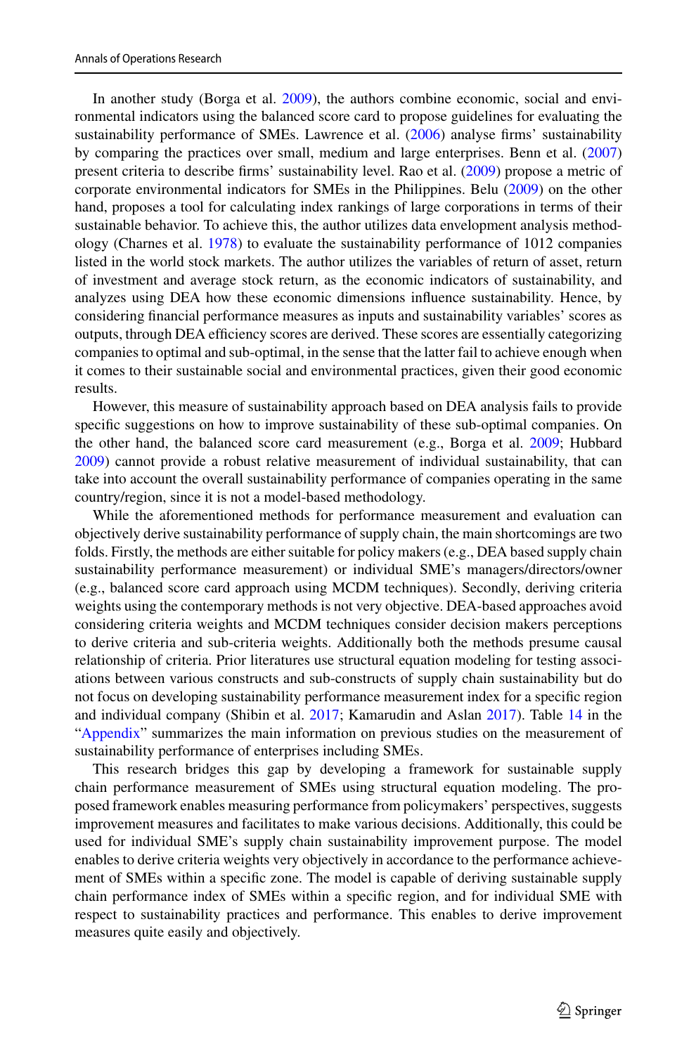In another study (Borga et al. 2009), the authors combine economic, social and environmental indicators using the balanced score card to propose guidelines for evaluating the sustainability performance of SMEs. Lawrence et al. (2006) analyse firms' sustainability by comparing the practices over small, medium and large enterprises. Benn et al. (2007) present criteria to describe firms' sustainability level. Rao et al. (2009) propose a metric of corporate environmental indicators for SMEs in the Philippines. Belu (2009) on the other hand, proposes a tool for calculating index rankings of large corporations in terms of their sustainable behavior. To achieve this, the author utilizes data envelopment analysis methodology (Charnes et al. 1978) to evaluate the sustainability performance of 1012 companies listed in the world stock markets. The author utilizes the variables of return of asset, return of investment and average stock return, as the economic indicators of sustainability, and analyzes using DEA how these economic dimensions influence sustainability. Hence, by considering financial performance measures as inputs and sustainability variables' scores as outputs, through DEA efficiency scores are derived. These scores are essentially categorizing companies to optimal and sub-optimal, in the sense that the latter fail to achieve enough when it comes to their sustainable social and environmental practices, given their good economic results.

However, this measure of sustainability approach based on DEA analysis fails to provide specific suggestions on how to improve sustainability of these sub-optimal companies. On the other hand, the balanced score card measurement (e.g., Borga et al. 2009; Hubbard 2009) cannot provide a robust relative measurement of individual sustainability, that can take into account the overall sustainability performance of companies operating in the same country/region, since it is not a model-based methodology.

While the aforementioned methods for performance measurement and evaluation can objectively derive sustainability performance of supply chain, the main shortcomings are two folds. Firstly, the methods are either suitable for policy makers (e.g., DEA based supply chain sustainability performance measurement) or individual SME's managers/directors/owner (e.g., balanced score card approach using MCDM techniques). Secondly, deriving criteria weights using the contemporary methods is not very objective. DEA-based approaches avoid considering criteria weights and MCDM techniques consider decision makers perceptions to derive criteria and sub-criteria weights. Additionally both the methods presume causal relationship of criteria. Prior literatures use structural equation modeling for testing associations between various constructs and sub-constructs of supply chain sustainability but do not focus on developing sustainability performance measurement index for a specific region and individual company (Shibin et al. 2017; Kamarudin and Aslan 2017). Table 14 in the "Appendix" summarizes the main information on previous studies on the measurement of sustainability performance of enterprises including SMEs.

This research bridges this gap by developing a framework for sustainable supply chain performance measurement of SMEs using structural equation modeling. The proposed framework enables measuring performance from policymakers' perspectives, suggests improvement measures and facilitates to make various decisions. Additionally, this could be used for individual SME's supply chain sustainability improvement purpose. The model enables to derive criteria weights very objectively in accordance to the performance achievement of SMEs within a specific zone. The model is capable of deriving sustainable supply chain performance index of SMEs within a specific region, and for individual SME with respect to sustainability practices and performance. This enables to derive improvement measures quite easily and objectively.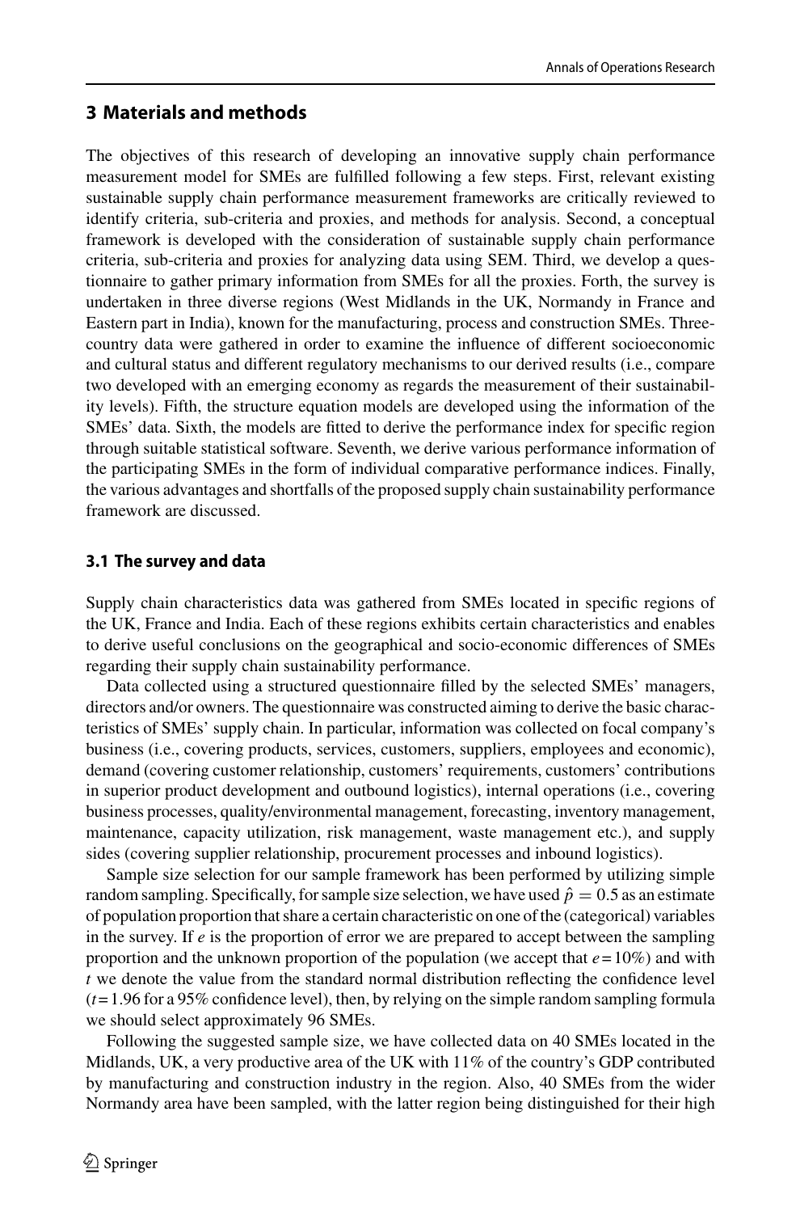## 3 Materials and methods

The objectives of this research of developing an innovative supply chain performance measurement model for SMEs are fulfilled following a few steps. First, relevant existing sustainable supply chain performance measurement frameworks are critically reviewed to identify criteria, sub-criteria and proxies, and methods for analysis. Second, a conceptual framework is developed with the consideration of sustainable supply chain performance criteria, sub-criteria and proxies for analyzing data using SEM. Third, we develop a questionnaire to gather primary information from SMEs for all the proxies. Forth, the survey is undertaken in three diverse regions (West Midlands in the UK, Normandy in France and Eastern part in India), known for the manufacturing, process and construction SMEs. Three-country data were gathered in order to examine the influence of different socioeconomic and cultural status and different regulatory mechanisms to our derived results (i.e., compare two developed with an emerging economy as regards the measurement of their sustainability levels). Fifth, the structure equation models are developed using the information of the SMEs' data. Sixth, the models are fitted to derive the performance index for specific region through suitable statistical software. Seventh, we derive various performance information of the participating SMEs in the form of individual comparative performance indices. Finally, the various advantages and shortfalls of the proposed supply chain sustainability performance framework are discussed.

### 3.1 The survey and data

Supply chain characteristics data was gathered from SMEs located in specific regions of the UK, France and India. Each of these regions exhibits certain characteristics and enables to derive useful conclusions on the geographical and socio-economic differences of SMEs regarding their supply chain sustainability performance.

Data collected using a structured questionnaire filled by the selected SMEs' managers, directors and/or owners. The questionnaire was constructed aiming to derive the basic characteristics of SMEs' supply chain. In particular, information was collected on focal company's business (i.e., covering products, services, customers, suppliers, employees and economic), demand (covering customer relationship, customers' requirements, customers' contributions in superior product development and outbound logistics), internal operations (i.e., covering business processes, quality/environmental management, forecasting, inventory management, maintenance, capacity utilization, risk management, waste management etc.), and supply sides (covering supplier relationship, procurement processes and inbound logistics).

Sample size selection for our sample framework has been performed by utilizing simple random sampling. Specifically, for sample size selection, we have used $\hat{p} = 0.5$ as an estimate of population proportion that share a certain characteristic on one of the (categorical) variables in the survey. If $e$ is the proportion of error we are prepared to accept between the sampling proportion and the unknown proportion of the population (we accept that $e = 10\%$) and with $t$ we denote the value from the standard normal distribution reflecting the confidence level ($t = 1.96$ for a 95% confidence level), then, by relying on the simple random sampling formula we should select approximately 96 SMEs.

Following the suggested sample size, we have collected data on 40 SMEs located in the Midlands, UK, a very productive area of the UK with 11% of the country's GDP contributed by manufacturing and construction industry in the region. Also, 40 SMEs from the wider Normandy area have been sampled, with the latter region being distinguished for their high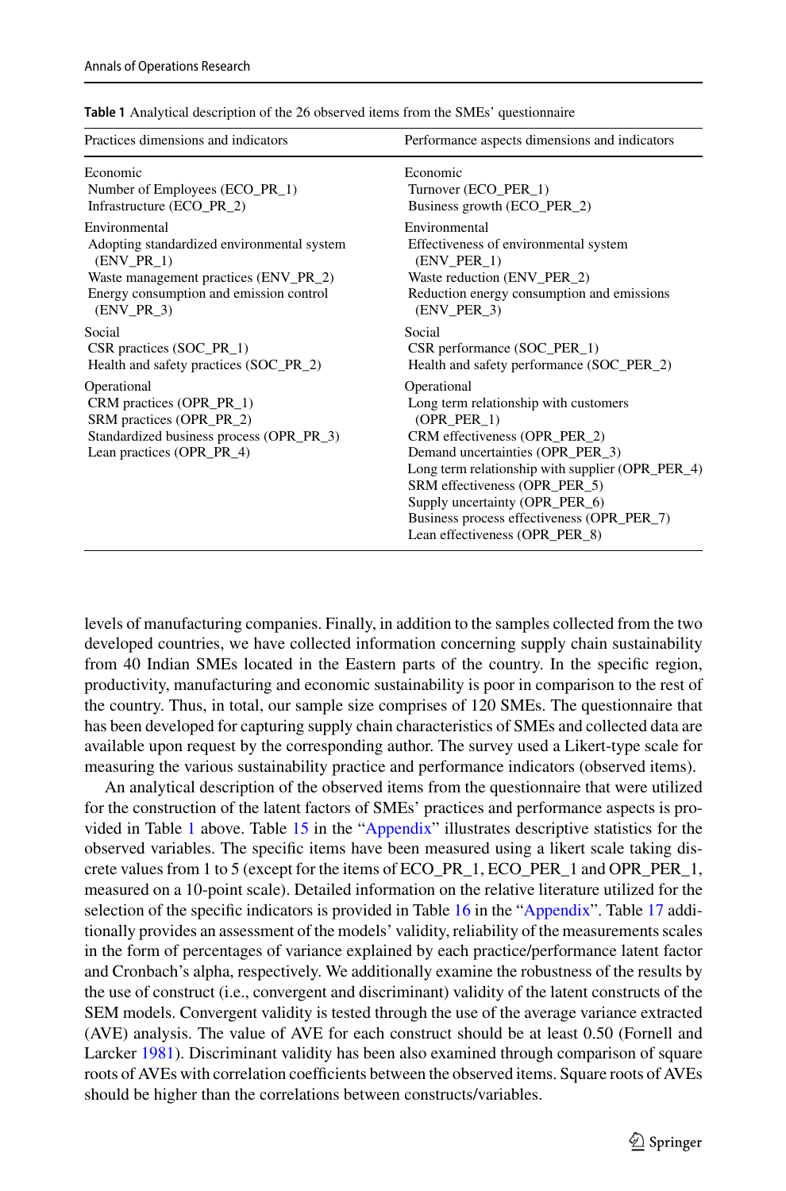**Table 1** Analytical description of the 26 observed items from the SMEs' questionnaire

| Practices dimensions and indicators | Performance aspects dimensions and indicators |
|---|---|
| Economic | Economic |
| Number of Employees (ECO_PR_1) | Turnover (ECO_PER_1) |
| Infrastructure (ECO_PR_2) | Business growth (ECO_PER_2) |
| Environmental | Environmental |
| Adopting standardized environmental system (ENV_PR_1) | Effectiveness of environmental system (ENV_PER_1) |
| Waste management practices (ENV_PR_2) | Waste reduction (ENV_PER_2) |
| Energy consumption and emission control (ENV_PR_3) | Reduction energy consumption and emissions (ENV_PER_3) |
| Social | Social |
| CSR practices (SOC_PR_1) | CSR performance (SOC_PER_1) |
| Health and safety practices (SOC_PR_2) | Health and safety performance (SOC_PER_2) |
| Operational | Operational |
| CRM practices (OPR_PR_1) | Long term relationship with customers (OPR_PER_1) |
| SRM practices (OPR_PR_2) | CRM effectiveness (OPR_PER_2) |
| Standardized business process (OPR_PR_3) | Demand uncertainties (OPR_PER_3) |
| Lean practices (OPR_PR_4) | Long term relationship with supplier (OPR_PER_4) |
| | SRM effectiveness (OPR_PER_5) |
| | Supply uncertainty (OPR_PER_6) |
| | Business process effectiveness (OPR_PER_7) |
| | Lean effectiveness (OPR_PER_8) |

levels of manufacturing companies. Finally, in addition to the samples collected from the two developed countries, we have collected information concerning supply chain sustainability from 40 Indian SMEs located in the Eastern parts of the country. In the specific region, productivity, manufacturing and economic sustainability is poor in comparison to the rest of the country. Thus, in total, our sample size comprises of 120 SMEs. The questionnaire that has been developed for capturing supply chain characteristics of SMEs and collected data are available upon request by the corresponding author. The survey used a Likert-type scale for measuring the various sustainability practice and performance indicators (observed items).

An analytical description of the observed items from the questionnaire that were utilized for the construction of the latent factors of SMEs' practices and performance aspects is provided in Table 1 above. Table 15 in the "Appendix" illustrates descriptive statistics for the observed variables. The specific items have been measured using a likert scale taking discrete values from 1 to 5 (except for the items of ECO_PR_1, ECO_PER_1 and OPR_PER_1, measured on a 10-point scale). Detailed information on the relative literature utilized for the selection of the specific indicators is provided in Table 16 in the "Appendix". Table 17 additionally provides an assessment of the models' validity, reliability of the measurements scales in the form of percentages of variance explained by each practice/performance latent factor and Cronbach's alpha, respectively. We additionally examine the robustness of the results by the use of construct (i.e., convergent and discriminant) validity of the latent constructs of the SEM models. Convergent validity is tested through the use of the average variance extracted (AVE) analysis. The value of AVE for each construct should be at least 0.50 (Fornell and Larcker 1981). Discriminant validity has been also examined through comparison of square roots of AVEs with correlation coefficients between the observed items. Square roots of AVEs should be higher than the correlations between constructs/variables.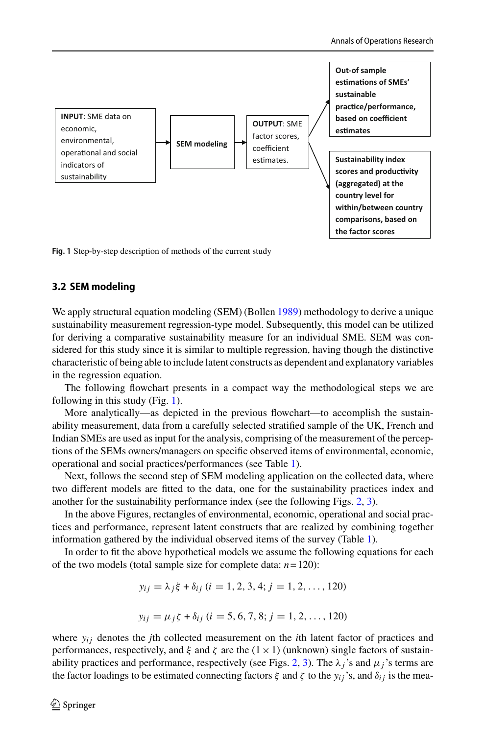**INPUT**: SME data on economic, environmental, operational and social indicators of sustainability

**SEM modeling**

**OUTPUT**: SME factor scores, coefficient estimates.

**Out-of sample estimations of SMEs' sustainable practice/performance, based on coefficient estimates**

**Sustainability index scores and productivity (aggregated) at the country level for within/between country comparisons, based on the factor scores**

**Fig. 1** Step-by-step description of methods of the current study

### 3.2 SEM modeling

We apply structural equation modeling (SEM) (Bollen 1989) methodology to derive a unique sustainability measurement regression-type model. Subsequently, this model can be utilized for deriving a comparative sustainability measure for an individual SME. SEM was considered for this study since it is similar to multiple regression, having though the distinctive characteristic of being able to include latent constructs as dependent and explanatory variables in the regression equation.

The following flowchart presents in a compact way the methodological steps we are following in this study (Fig. 1).

More analytically—as depicted in the previous flowchart—to accomplish the sustainability measurement, data from a carefully selected stratified sample of the UK, French and Indian SMEs are used as input for the analysis, comprising of the measurement of the perceptions of the SEMs owners/managers on specific observed items of environmental, economic, operational and social practices/performances (see Table 1).

Next, follows the second step of SEM modeling application on the collected data, where two different models are fitted to the data, one for the sustainability practices index and another for the sustainability performance index (see the following Figs. 2, 3).

In the above Figures, rectangles of environmental, economic, operational and social practices and performance, represent latent constructs that are realized by combining together information gathered by the individual observed items of the survey (Table 1).

In order to fit the above hypothetical models we assume the following equations for each of the two models (total sample size for complete data: $n = 120$):

$$y_{ij} = \lambda_j \xi + \delta_{ij} \; (i = 1, 2, 3, 4; \; j = 1, 2, \ldots, 120)$$

$$y_{ij} = \mu_j \zeta + \delta_{ij} \; (i = 5, 6, 7, 8; \; j = 1, 2, \ldots, 120)$$

where $y_{ij}$ denotes the $j$th collected measurement on the $i$th latent factor of practices and performances, respectively, and $\xi$ and $\zeta$ are the $(1 \times 1)$ (unknown) single factors of sustainability practices and performance, respectively (see Figs. 2, 3). The $\lambda_j$'s and $\mu_j$'s terms are the factor loadings to be estimated connecting factors $\xi$ and $\zeta$ to the $y_{ij}$'s, and $\delta_{ij}$ is the mea-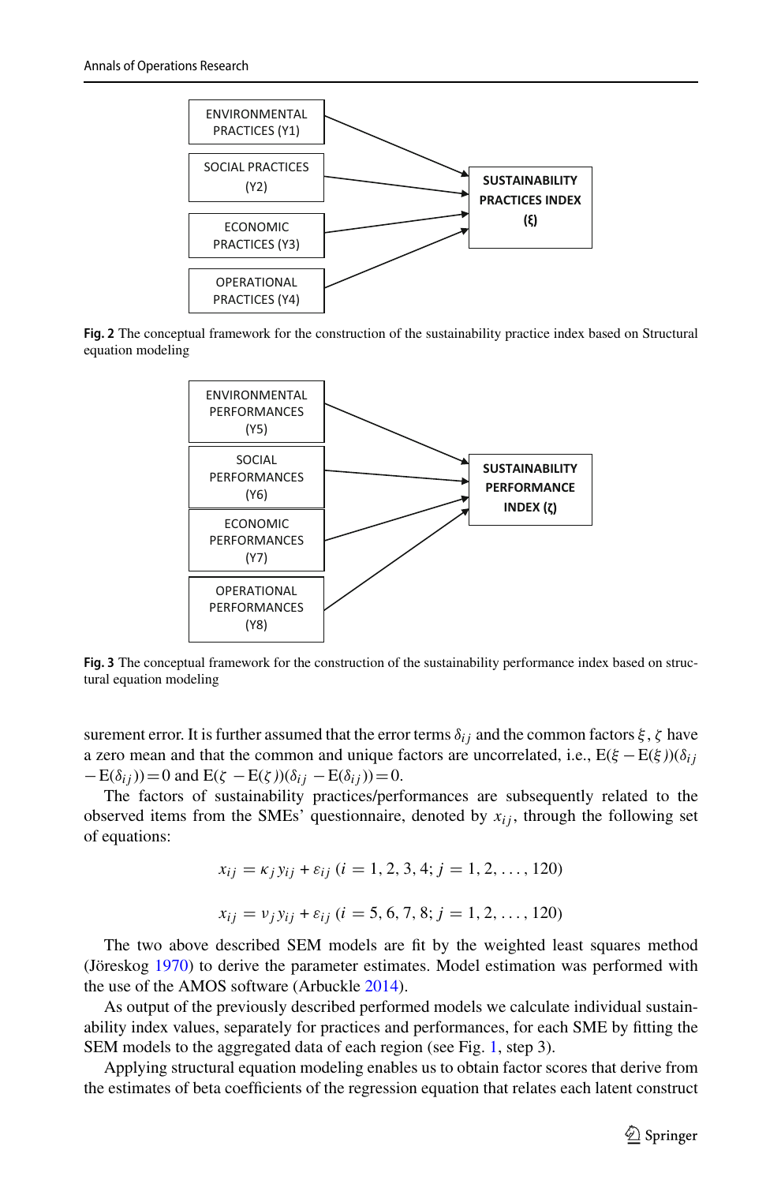ENVIRONMENTAL PRACTICES (Y1)

SOCIAL PRACTICES (Y2)

ECONOMIC PRACTICES (Y3)

OPERATIONAL PRACTICES (Y4)

**SUSTAINABILITY PRACTICES INDEX (ξ)**

**Fig. 2** The conceptual framework for the construction of the sustainability practice index based on Structural equation modeling

ENVIRONMENTAL PERFORMANCES (Y5)

SOCIAL PERFORMANCES (Y6)

ECONOMIC PERFORMANCES (Y7)

OPERATIONAL PERFORMANCES (Y8)

**SUSTAINABILITY PERFORMANCE INDEX (ζ)**

**Fig. 3** The conceptual framework for the construction of the sustainability performance index based on structural equation modeling

surement error. It is further assumed that the error terms $\delta_{ij}$ and the common factors $\xi$, $\zeta$ have a zero mean and that the common and unique factors are uncorrelated, i.e., $\mathrm{E}(\xi - \mathrm{E}(\xi))(\delta_{ij} - \mathrm{E}(\delta_{ij})) = 0$ and $\mathrm{E}(\zeta - \mathrm{E}(\zeta))(\delta_{ij} - \mathrm{E}(\delta_{ij})) = 0$.

The factors of sustainability practices/performances are subsequently related to the observed items from the SMEs' questionnaire, denoted by $x_{ij}$, through the following set of equations:

$$x_{ij} = \kappa_j y_{ij} + \varepsilon_{ij} \ (i = 1, 2, 3, 4; \ j = 1, 2, \ldots, 120)$$

$$x_{ij} = \nu_j y_{ij} + \varepsilon_{ij} \ (i = 5, 6, 7, 8; \ j = 1, 2, \ldots, 120)$$

The two above described SEM models are fit by the weighted least squares method (Jöreskog 1970) to derive the parameter estimates. Model estimation was performed with the use of the AMOS software (Arbuckle 2014).

As output of the previously described performed models we calculate individual sustainability index values, separately for practices and performances, for each SME by fitting the SEM models to the aggregated data of each region (see Fig. 1, step 3).

Applying structural equation modeling enables us to obtain factor scores that derive from the estimates of beta coefficients of the regression equation that relates each latent construct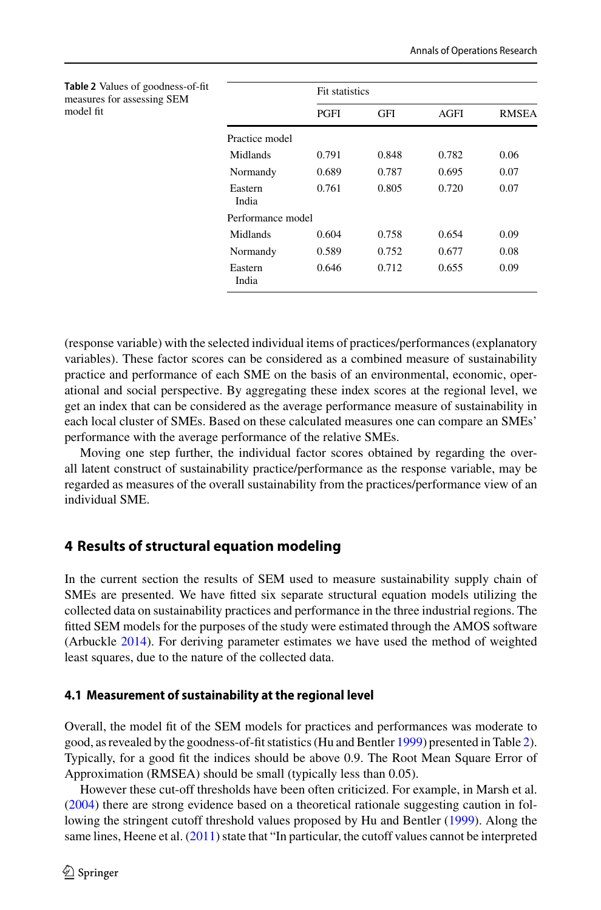**Table 2** Values of goodness-of-fit measures for assessing SEM model fit

| | Fit statistics | | | |
|---|---|---|---|---|
| | PGFI | GFI | AGFI | RMSEA |
| Practice model | | | | |
| Midlands | 0.791 | 0.848 | 0.782 | 0.06 |
| Normandy | 0.689 | 0.787 | 0.695 | 0.07 |
| Eastern India | 0.761 | 0.805 | 0.720 | 0.07 |
| Performance model | | | | |
| Midlands | 0.604 | 0.758 | 0.654 | 0.09 |
| Normandy | 0.589 | 0.752 | 0.677 | 0.08 |
| Eastern India | 0.646 | 0.712 | 0.655 | 0.09 |

(response variable) with the selected individual items of practices/performances (explanatory variables). These factor scores can be considered as a combined measure of sustainability practice and performance of each SME on the basis of an environmental, economic, operational and social perspective. By aggregating these index scores at the regional level, we get an index that can be considered as the average performance measure of sustainability in each local cluster of SMEs. Based on these calculated measures one can compare an SMEs' performance with the average performance of the relative SMEs.

Moving one step further, the individual factor scores obtained by regarding the overall latent construct of sustainability practice/performance as the response variable, may be regarded as measures of the overall sustainability from the practices/performance view of an individual SME.

## 4 Results of structural equation modeling

In the current section the results of SEM used to measure sustainability supply chain of SMEs are presented. We have fitted six separate structural equation models utilizing the collected data on sustainability practices and performance in the three industrial regions. The fitted SEM models for the purposes of the study were estimated through the AMOS software (Arbuckle 2014). For deriving parameter estimates we have used the method of weighted least squares, due to the nature of the collected data.

### 4.1 Measurement of sustainability at the regional level

Overall, the model fit of the SEM models for practices and performances was moderate to good, as revealed by the goodness-of-fit statistics (Hu and Bentler 1999) presented in Table 2). Typically, for a good fit the indices should be above 0.9. The Root Mean Square Error of Approximation (RMSEA) should be small (typically less than 0.05).

However these cut-off thresholds have been often criticized. For example, in Marsh et al. (2004) there are strong evidence based on a theoretical rationale suggesting caution in following the stringent cutoff threshold values proposed by Hu and Bentler (1999). Along the same lines, Heene et al. (2011) state that "In particular, the cutoff values cannot be interpreted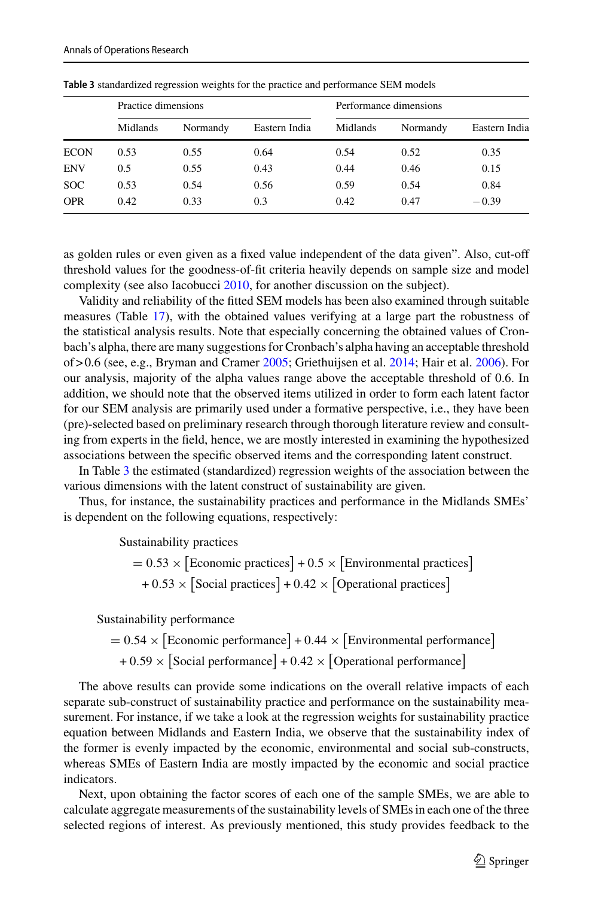**Table 3** standardized regression weights for the practice and performance SEM models

| | Practice dimensions | | | Performance dimensions | | |
|---|---|---|---|---|---|---|
| | Midlands | Normandy | Eastern India | Midlands | Normandy | Eastern India |
| ECON | 0.53 | 0.55 | 0.64 | 0.54 | 0.52 | 0.35 |
| ENV | 0.5 | 0.55 | 0.43 | 0.44 | 0.46 | 0.15 |
| SOC | 0.53 | 0.54 | 0.56 | 0.59 | 0.54 | 0.84 |
| OPR | 0.42 | 0.33 | 0.3 | 0.42 | 0.47 | −0.39 |

as golden rules or even given as a fixed value independent of the data given". Also, cut-off threshold values for the goodness-of-fit criteria heavily depends on sample size and model complexity (see also Iacobucci 2010, for another discussion on the subject).

Validity and reliability of the fitted SEM models has been also examined through suitable measures (Table 17), with the obtained values verifying at a large part the robustness of the statistical analysis results. Note that especially concerning the obtained values of Cronbach's alpha, there are many suggestions for Cronbach's alpha having an acceptable threshold of > 0.6 (see, e.g., Bryman and Cramer 2005; Griethuijsen et al. 2014; Hair et al. 2006). For our analysis, majority of the alpha values range above the acceptable threshold of 0.6. In addition, we should note that the observed items utilized in order to form each latent factor for our SEM analysis are primarily used under a formative perspective, i.e., they have been (pre)-selected based on preliminary research through thorough literature review and consulting from experts in the field, hence, we are mostly interested in examining the hypothesized associations between the specific observed items and the corresponding latent construct.

In Table 3 the estimated (standardized) regression weights of the association between the various dimensions with the latent construct of sustainability are given.

Thus, for instance, the sustainability practices and performance in the Midlands SMEs' is dependent on the following equations, respectively:

$$\begin{aligned} \text{Sustainability practices} \\ &= 0.53 \times [\text{Economic practices}] + 0.5 \times [\text{Environmental practices}] \\ &\quad + 0.53 \times [\text{Social practices}] + 0.42 \times [\text{Operational practices}] \end{aligned}$$

$$\begin{aligned} \text{Sustainability performance} \\ &= 0.54 \times [\text{Economic performance}] + 0.44 \times [\text{Environmental performance}] \\ &\quad + 0.59 \times [\text{Social performance}] + 0.42 \times [\text{Operational performance}] \end{aligned}$$

The above results can provide some indications on the overall relative impacts of each separate sub-construct of sustainability practice and performance on the sustainability measurement. For instance, if we take a look at the regression weights for sustainability practice equation between Midlands and Eastern India, we observe that the sustainability index of the former is evenly impacted by the economic, environmental and social sub-constructs, whereas SMEs of Eastern India are mostly impacted by the economic and social practice indicators.

Next, upon obtaining the factor scores of each one of the sample SMEs, we are able to calculate aggregate measurements of the sustainability levels of SMEs in each one of the three selected regions of interest. As previously mentioned, this study provides feedback to the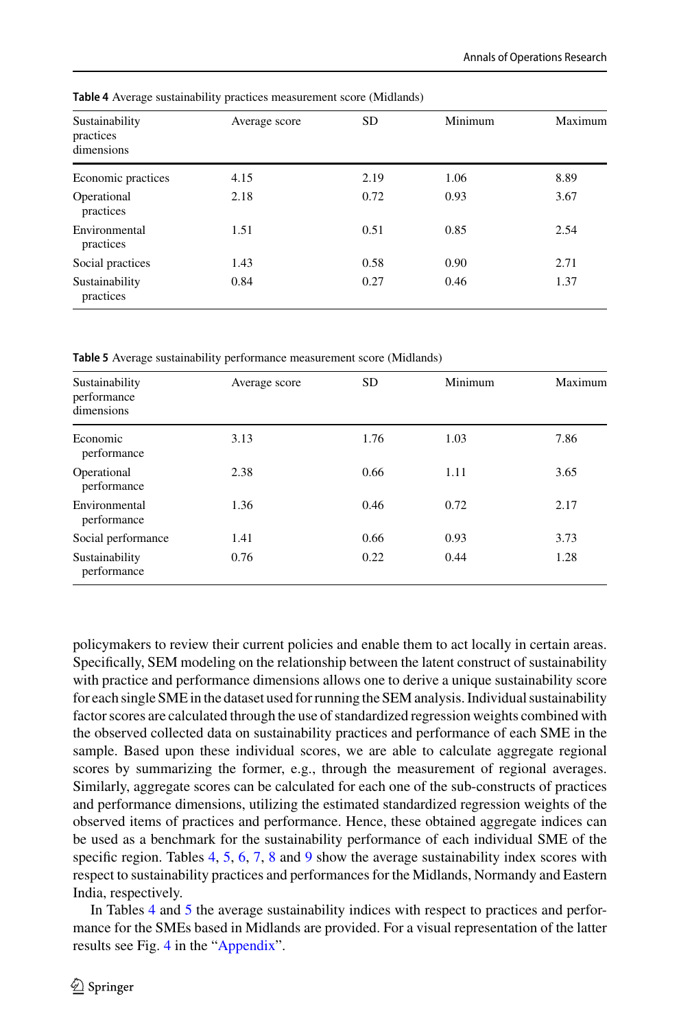**Table 4** Average sustainability practices measurement score (Midlands)

| Sustainability practices dimensions | Average score | SD | Minimum | Maximum |
|---|---|---|---|---|
| Economic practices | 4.15 | 2.19 | 1.06 | 8.89 |
| Operational practices | 2.18 | 0.72 | 0.93 | 3.67 |
| Environmental practices | 1.51 | 0.51 | 0.85 | 2.54 |
| Social practices | 1.43 | 0.58 | 0.90 | 2.71 |
| Sustainability practices | 0.84 | 0.27 | 0.46 | 1.37 |

**Table 5** Average sustainability performance measurement score (Midlands)

| Sustainability performance dimensions | Average score | SD | Minimum | Maximum |
|---|---|---|---|---|
| Economic performance | 3.13 | 1.76 | 1.03 | 7.86 |
| Operational performance | 2.38 | 0.66 | 1.11 | 3.65 |
| Environmental performance | 1.36 | 0.46 | 0.72 | 2.17 |
| Social performance | 1.41 | 0.66 | 0.93 | 3.73 |
| Sustainability performance | 0.76 | 0.22 | 0.44 | 1.28 |

policymakers to review their current policies and enable them to act locally in certain areas. Specifically, SEM modeling on the relationship between the latent construct of sustainability with practice and performance dimensions allows one to derive a unique sustainability score for each single SME in the dataset used for running the SEM analysis. Individual sustainability factor scores are calculated through the use of standardized regression weights combined with the observed collected data on sustainability practices and performance of each SME in the sample. Based upon these individual scores, we are able to calculate aggregate regional scores by summarizing the former, e.g., through the measurement of regional averages. Similarly, aggregate scores can be calculated for each one of the sub-constructs of practices and performance dimensions, utilizing the estimated standardized regression weights of the observed items of practices and performance. Hence, these obtained aggregate indices can be used as a benchmark for the sustainability performance of each individual SME of the specific region. Tables 4, 5, 6, 7, 8 and 9 show the average sustainability index scores with respect to sustainability practices and performances for the Midlands, Normandy and Eastern India, respectively.

In Tables 4 and 5 the average sustainability indices with respect to practices and performance for the SMEs based in Midlands are provided. For a visual representation of the latter results see Fig. 4 in the "Appendix".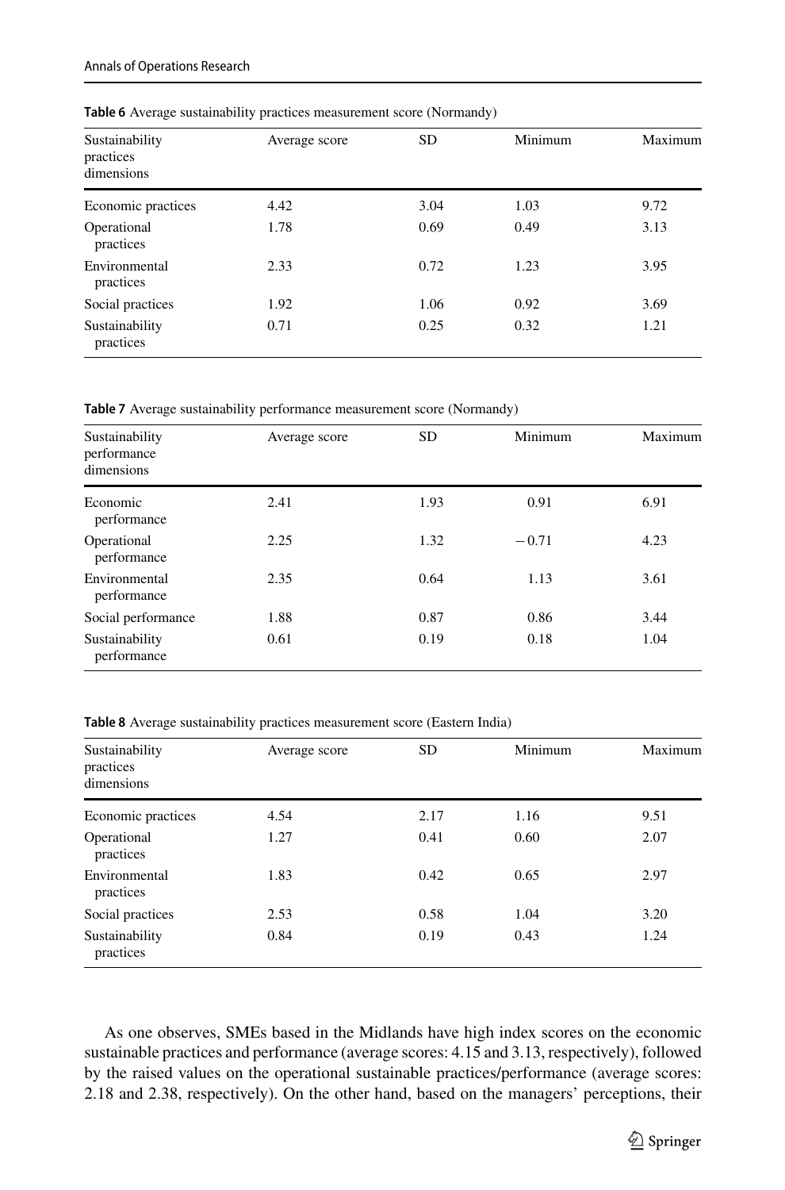**Table 6** Average sustainability practices measurement score (Normandy)

| Sustainability practices dimensions | Average score | SD | Minimum | Maximum |
|---|---|---|---|---|
| Economic practices | 4.42 | 3.04 | 1.03 | 9.72 |
| Operational practices | 1.78 | 0.69 | 0.49 | 3.13 |
| Environmental practices | 2.33 | 0.72 | 1.23 | 3.95 |
| Social practices | 1.92 | 1.06 | 0.92 | 3.69 |
| Sustainability practices | 0.71 | 0.25 | 0.32 | 1.21 |

**Table 7** Average sustainability performance measurement score (Normandy)

| Sustainability performance dimensions | Average score | SD | Minimum | Maximum |
|---|---|---|---|---|
| Economic performance | 2.41 | 1.93 | 0.91 | 6.91 |
| Operational performance | 2.25 | 1.32 | −0.71 | 4.23 |
| Environmental performance | 2.35 | 0.64 | 1.13 | 3.61 |
| Social performance | 1.88 | 0.87 | 0.86 | 3.44 |
| Sustainability performance | 0.61 | 0.19 | 0.18 | 1.04 |

**Table 8** Average sustainability practices measurement score (Eastern India)

| Sustainability practices dimensions | Average score | SD | Minimum | Maximum |
|---|---|---|---|---|
| Economic practices | 4.54 | 2.17 | 1.16 | 9.51 |
| Operational practices | 1.27 | 0.41 | 0.60 | 2.07 |
| Environmental practices | 1.83 | 0.42 | 0.65 | 2.97 |
| Social practices | 2.53 | 0.58 | 1.04 | 3.20 |
| Sustainability practices | 0.84 | 0.19 | 0.43 | 1.24 |

As one observes, SMEs based in the Midlands have high index scores on the economic sustainable practices and performance (average scores: 4.15 and 3.13, respectively), followed by the raised values on the operational sustainable practices/performance (average scores: 2.18 and 2.38, respectively). On the other hand, based on the managers' perceptions, their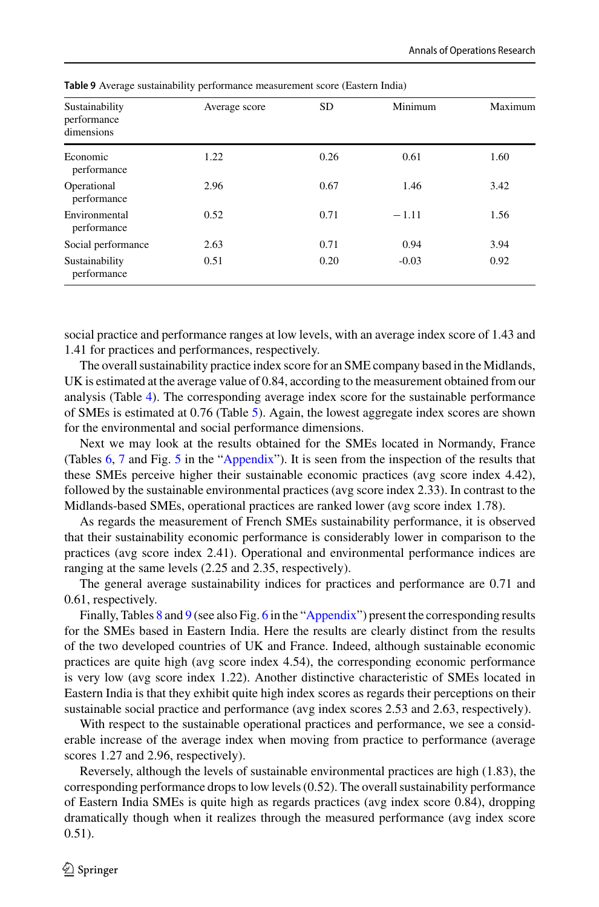**Table 9** Average sustainability performance measurement score (Eastern India)

| Sustainability performance dimensions | Average score | SD | Minimum | Maximum |
|---|---|---|---|---|
| Economic performance | 1.22 | 0.26 | 0.61 | 1.60 |
| Operational performance | 2.96 | 0.67 | 1.46 | 3.42 |
| Environmental performance | 0.52 | 0.71 | − 1.11 | 1.56 |
| Social performance | 2.63 | 0.71 | 0.94 | 3.94 |
| Sustainability performance | 0.51 | 0.20 | -0.03 | 0.92 |

social practice and performance ranges at low levels, with an average index score of 1.43 and 1.41 for practices and performances, respectively.

The overall sustainability practice index score for an SME company based in the Midlands, UK is estimated at the average value of 0.84, according to the measurement obtained from our analysis (Table 4). The corresponding average index score for the sustainable performance of SMEs is estimated at 0.76 (Table 5). Again, the lowest aggregate index scores are shown for the environmental and social performance dimensions.

Next we may look at the results obtained for the SMEs located in Normandy, France (Tables 6, 7 and Fig. 5 in the "Appendix"). It is seen from the inspection of the results that these SMEs perceive higher their sustainable economic practices (avg score index 4.42), followed by the sustainable environmental practices (avg score index 2.33). In contrast to the Midlands-based SMEs, operational practices are ranked lower (avg score index 1.78).

As regards the measurement of French SMEs sustainability performance, it is observed that their sustainability economic performance is considerably lower in comparison to the practices (avg score index 2.41). Operational and environmental performance indices are ranging at the same levels (2.25 and 2.35, respectively).

The general average sustainability indices for practices and performance are 0.71 and 0.61, respectively.

Finally, Tables 8 and 9 (see also Fig. 6 in the "Appendix") present the corresponding results for the SMEs based in Eastern India. Here the results are clearly distinct from the results of the two developed countries of UK and France. Indeed, although sustainable economic practices are quite high (avg score index 4.54), the corresponding economic performance is very low (avg score index 1.22). Another distinctive characteristic of SMEs located in Eastern India is that they exhibit quite high index scores as regards their perceptions on their sustainable social practice and performance (avg index scores 2.53 and 2.63, respectively).

With respect to the sustainable operational practices and performance, we see a considerable increase of the average index when moving from practice to performance (average scores 1.27 and 2.96, respectively).

Reversely, although the levels of sustainable environmental practices are high (1.83), the corresponding performance drops to low levels (0.52). The overall sustainability performance of Eastern India SMEs is quite high as regards practices (avg index score 0.84), dropping dramatically though when it realizes through the measured performance (avg index score 0.51).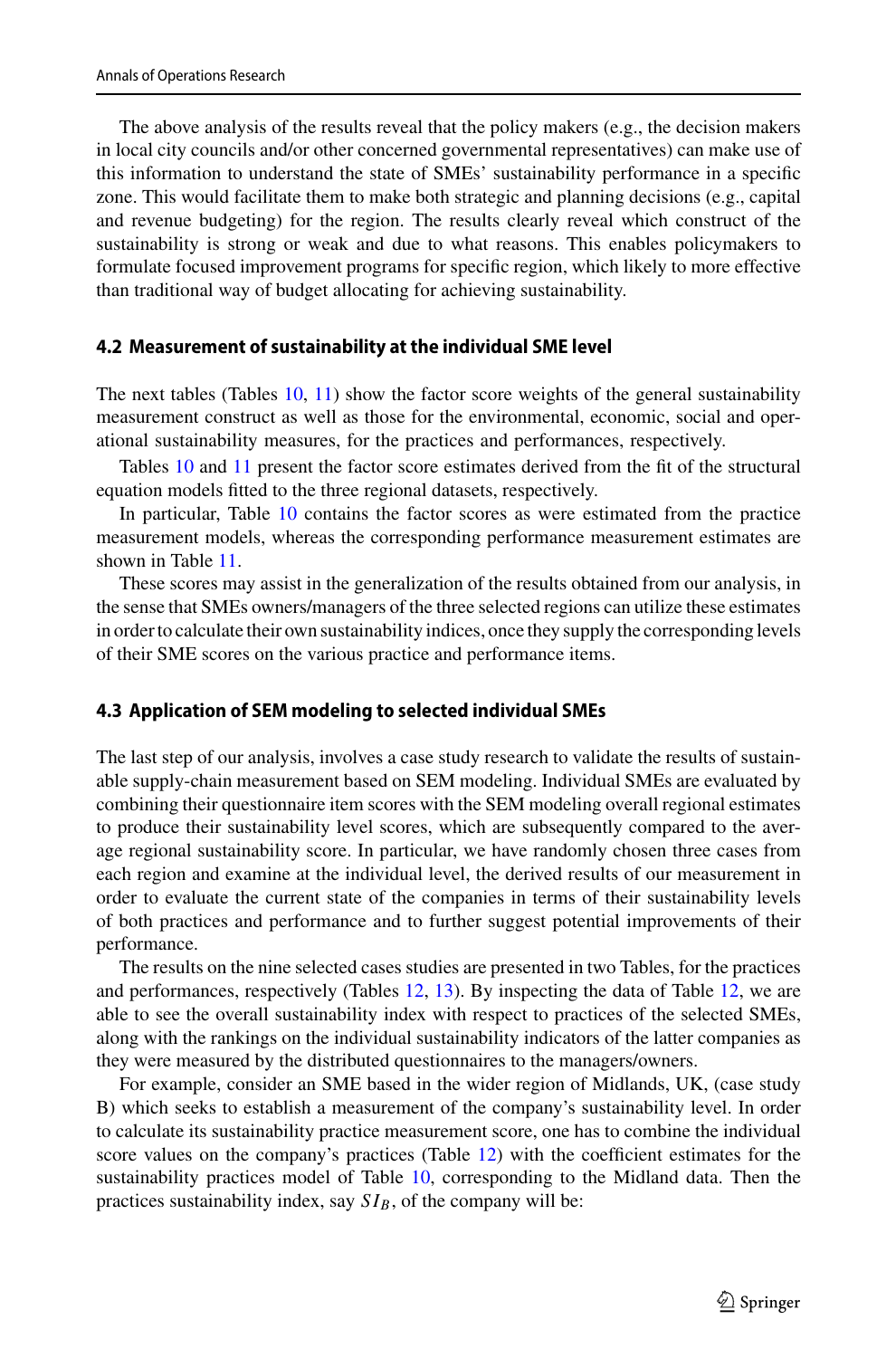The above analysis of the results reveal that the policy makers (e.g., the decision makers in local city councils and/or other concerned governmental representatives) can make use of this information to understand the state of SMEs' sustainability performance in a specific zone. This would facilitate them to make both strategic and planning decisions (e.g., capital and revenue budgeting) for the region. The results clearly reveal which construct of the sustainability is strong or weak and due to what reasons. This enables policymakers to formulate focused improvement programs for specific region, which likely to more effective than traditional way of budget allocating for achieving sustainability.

### 4.2 Measurement of sustainability at the individual SME level

The next tables (Tables 10, 11) show the factor score weights of the general sustainability measurement construct as well as those for the environmental, economic, social and operational sustainability measures, for the practices and performances, respectively.

Tables 10 and 11 present the factor score estimates derived from the fit of the structural equation models fitted to the three regional datasets, respectively.

In particular, Table 10 contains the factor scores as were estimated from the practice measurement models, whereas the corresponding performance measurement estimates are shown in Table 11.

These scores may assist in the generalization of the results obtained from our analysis, in the sense that SMEs owners/managers of the three selected regions can utilize these estimates in order to calculate their own sustainability indices, once they supply the corresponding levels of their SME scores on the various practice and performance items.

### 4.3 Application of SEM modeling to selected individual SMEs

The last step of our analysis, involves a case study research to validate the results of sustainable supply-chain measurement based on SEM modeling. Individual SMEs are evaluated by combining their questionnaire item scores with the SEM modeling overall regional estimates to produce their sustainability level scores, which are subsequently compared to the average regional sustainability score. In particular, we have randomly chosen three cases from each region and examine at the individual level, the derived results of our measurement in order to evaluate the current state of the companies in terms of their sustainability levels of both practices and performance and to further suggest potential improvements of their performance.

The results on the nine selected cases studies are presented in two Tables, for the practices and performances, respectively (Tables 12, 13). By inspecting the data of Table 12, we are able to see the overall sustainability index with respect to practices of the selected SMEs, along with the rankings on the individual sustainability indicators of the latter companies as they were measured by the distributed questionnaires to the managers/owners.

For example, consider an SME based in the wider region of Midlands, UK, (case study B) which seeks to establish a measurement of the company's sustainability level. In order to calculate its sustainability practice measurement score, one has to combine the individual score values on the company's practices (Table 12) with the coefficient estimates for the sustainability practices model of Table 10, corresponding to the Midland data. Then the practices sustainability index, say $SI_B$, of the company will be: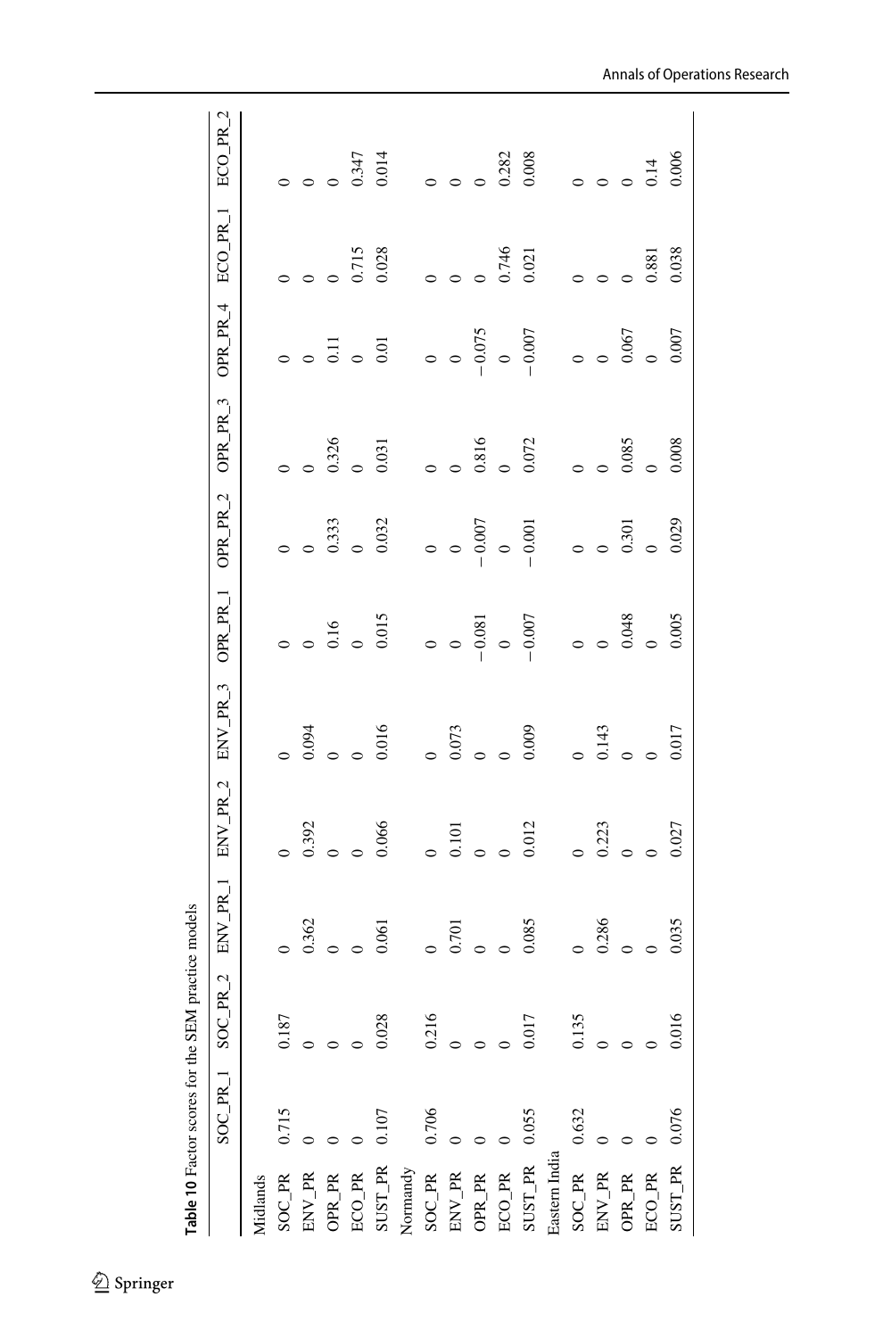**Table 10** Factor scores for the SEM practice models

| | SOC_PR_1 | SOC_PR_2 | ENV_PR_1 | ENV_PR_2 | ENV_PR_3 | OPR_PR_1 | OPR_PR_2 | OPR_PR_3 | OPR_PR_4 | ECO_PR_1 | ECO_PR_2 |
|---|---|---|---|---|---|---|---|---|---|---|---|
| Midlands | | | | | | | | | | | |
| SOC_PR | 0.715 | 0.187 | 0 | 0 | 0 | 0 | 0 | 0 | 0 | 0 | 0 |
| ENV_PR | 0 | 0 | 0.362 | 0.392 | 0.094 | 0 | 0 | 0 | 0 | 0 | 0 |
| OPR_PR | 0 | 0 | 0 | 0 | 0 | 0.16 | 0.333 | 0.326 | 0.11 | 0 | 0 |
| ECO_PR | 0 | 0 | 0 | 0 | 0 | 0 | 0 | 0 | 0 | 0.715 | 0.347 |
| SUST_PR | 0.107 | 0.028 | 0.061 | 0.066 | 0.016 | 0.015 | 0.032 | 0.031 | 0.01 | 0.028 | 0.014 |
| Normandy | | | | | | | | | | | |
| SOC_PR | 0.706 | 0.216 | 0 | 0 | 0 | 0 | 0 | 0 | 0 | 0 | 0 |
| ENV_PR | 0 | 0 | 0.701 | 0.101 | 0.073 | 0 | 0 | 0 | 0 | 0 | 0 |
| OPR_PR | 0 | 0 | 0 | 0 | 0 | −0.081 | −0.007 | 0.816 | −0.075 | 0 | 0 |
| ECO_PR | 0 | 0 | 0 | 0 | 0 | 0 | 0 | 0 | 0 | 0.746 | 0.282 |
| SUST_PR | 0.055 | 0.017 | 0.085 | 0.012 | 0.009 | −0.007 | −0.001 | 0.072 | −0.007 | 0.021 | 0.008 |
| Eastern India | | | | | | | | | | | |
| SOC_PR | 0.632 | 0.135 | 0 | 0 | 0 | 0 | 0 | 0 | 0 | 0 | 0 |
| ENV_PR | 0 | 0 | 0.286 | 0.223 | 0.143 | 0 | 0 | 0 | 0 | 0 | 0 |
| OPR_PR | 0 | 0 | 0 | 0 | 0 | 0.048 | 0.301 | 0.085 | 0.067 | 0 | 0 |
| ECO_PR | 0 | 0 | 0 | 0 | 0 | 0 | 0 | 0 | 0 | 0.881 | 0.14 |
| SUST_PR | 0.076 | 0.016 | 0.035 | 0.027 | 0.017 | 0.005 | 0.029 | 0.008 | 0.007 | 0.038 | 0.006 |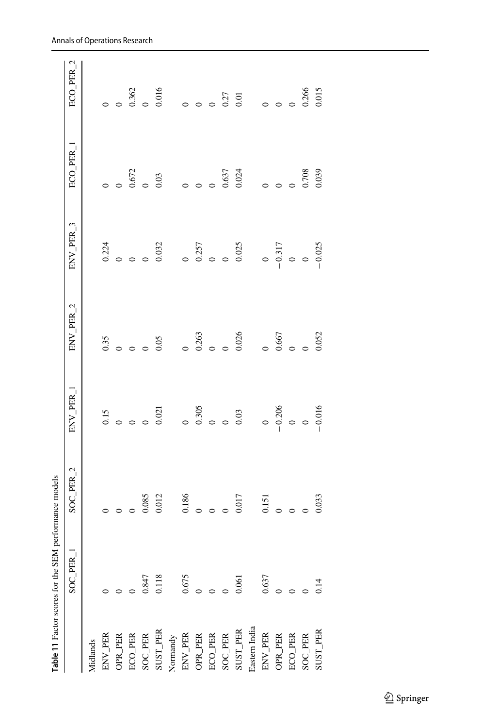**Table 11** Factor scores for the SEM performance models

| | SOC_PER_1 | SOC_PER_2 | ENV_PER_1 | ENV_PER_2 | ENV_PER_3 | ECO_PER_1 | ECO_PER_2 |
|---|---|---|---|---|---|---|---|
| Midlands | | | | | | | |
| ENV_PER | 0 | 0 | 0.15 | 0.35 | 0.224 | 0 | 0 |
| OPR_PER | 0 | 0 | 0 | 0 | 0 | 0 | 0 |
| ECO_PER | 0 | 0 | 0 | 0 | 0 | 0.672 | 0.362 |
| SOC_PER | 0.847 | 0.085 | 0 | 0 | 0 | 0 | 0 |
| SUST_PER | 0.118 | 0.012 | 0.021 | 0.05 | 0.032 | 0.03 | 0.016 |
| Normandy | | | | | | | |
| ENV_PER | 0.675 | 0.186 | 0 | 0 | 0 | 0 | 0 |
| OPR_PER | 0 | 0 | 0.305 | 0.263 | 0.257 | 0 | 0 |
| ECO_PER | 0 | 0 | 0 | 0 | 0 | 0 | 0 |
| SOC_PER | 0 | 0 | 0 | 0 | 0 | 0.637 | 0.27 |
| SUST_PER | 0.061 | 0.017 | 0.03 | 0.026 | 0.025 | 0.024 | 0.01 |
| Eastern India | | | | | | | |
| ENV_PER | 0.637 | 0.151 | 0 | 0 | 0 | 0 | 0 |
| OPR_PER | 0 | 0 | −0.206 | 0.667 | −0.317 | 0 | 0 |
| ECO_PER | 0 | 0 | 0 | 0 | 0 | 0 | 0 |
| SOC_PER | 0 | 0 | 0 | 0 | 0 | 0.708 | 0.266 |
| SUST_PER | 0.14 | 0.033 | −0.016 | 0.052 | −0.025 | 0.039 | 0.015 |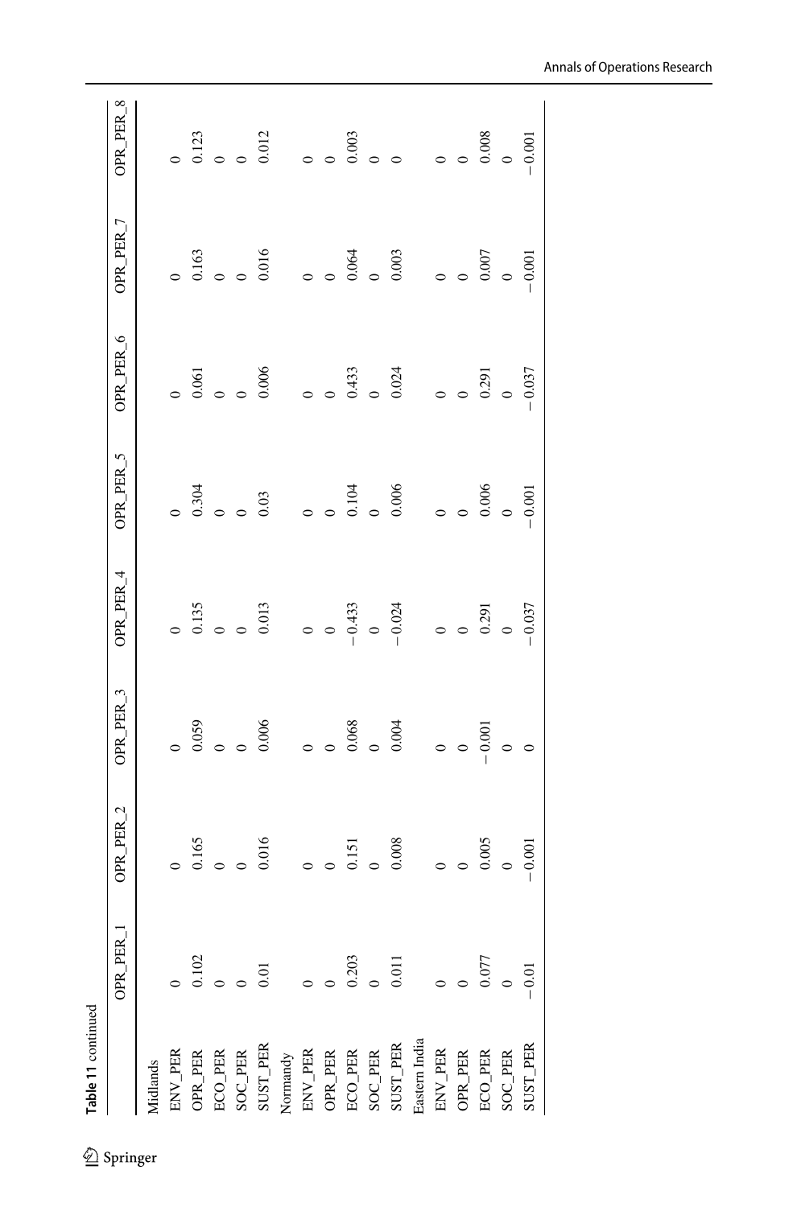Table 11 continued

| | OPR_PER_1 | OPR_PER_2 | OPR_PER_3 | OPR_PER_4 | OPR_PER_5 | OPR_PER_6 | OPR_PER_7 | OPR_PER_8 |
|---|---|---|---|---|---|---|---|---|
| Midlands | | | | | | | | |
| ENV_PER | 0 | 0 | 0 | 0 | 0 | 0 | 0 | 0 |
| OPR_PER | 0.102 | 0.165 | 0.059 | 0.135 | 0.304 | 0.061 | 0.163 | 0.123 |
| ECO_PER | 0 | 0 | 0 | 0 | 0 | 0 | 0 | 0 |
| SOC_PER | 0 | 0 | 0 | 0 | 0 | 0 | 0 | 0 |
| SUST_PER | 0.01 | 0.016 | 0.006 | 0.013 | 0.03 | 0.006 | 0.016 | 0.012 |
| Normandy | | | | | | | | |
| ENV_PER | 0 | 0 | 0 | 0 | 0 | 0 | 0 | 0 |
| OPR_PER | 0 | 0 | 0 | 0 | 0 | 0 | 0 | 0 |
| ECO_PER | 0.203 | 0.151 | 0.068 | −0.433 | 0.104 | 0.433 | 0.064 | 0.003 |
| SOC_PER | 0 | 0 | 0 | 0 | 0 | 0 | 0 | 0 |
| SUST_PER | 0.011 | 0.008 | 0.004 | −0.024 | 0.006 | 0.024 | 0.003 | 0 |
| Eastern India | | | | | | | | |
| ENV_PER | 0 | 0 | 0 | 0 | 0 | 0 | 0 | 0 |
| OPR_PER | 0 | 0 | 0 | 0 | 0 | 0 | 0 | 0 |
| ECO_PER | 0.077 | 0.005 | −0.001 | 0.291 | 0.006 | 0.291 | 0.007 | 0.008 |
| SOC_PER | 0 | 0 | 0 | 0 | 0 | 0 | 0 | 0 |
| SUST_PER | −0.01 | −0.001 | 0 | −0.037 | −0.001 | −0.037 | −0.001 | −0.001 |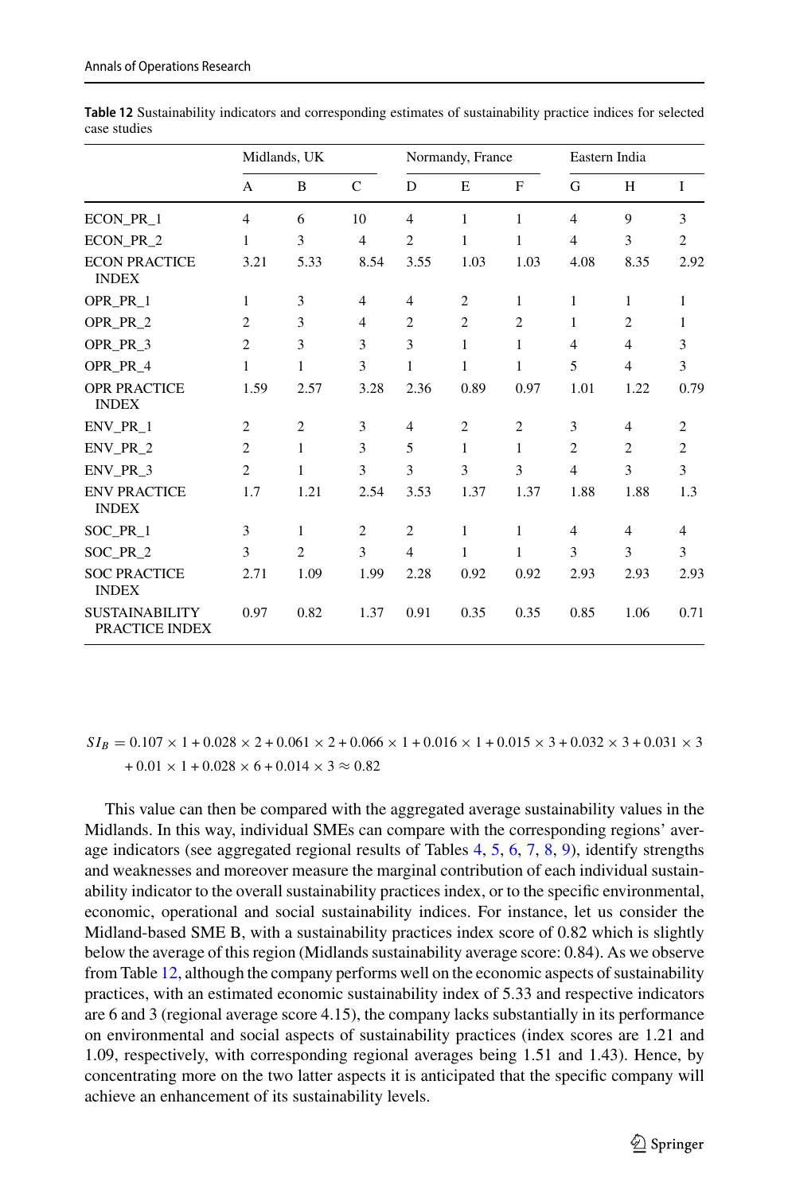**Table 12** Sustainability indicators and corresponding estimates of sustainability practice indices for selected case studies

| | Midlands, UK | | | Normandy, France | | | Eastern India | | |
|---|---|---|---|---|---|---|---|---|---|
| | A | B | C | D | E | F | G | H | I |
| ECON_PR_1 | 4 | 6 | 10 | 4 | 1 | 1 | 4 | 9 | 3 |
| ECON_PR_2 | 1 | 3 | 4 | 2 | 1 | 1 | 4 | 3 | 2 |
| ECON PRACTICE INDEX | 3.21 | 5.33 | 8.54 | 3.55 | 1.03 | 1.03 | 4.08 | 8.35 | 2.92 |
| OPR_PR_1 | 1 | 3 | 4 | 4 | 2 | 1 | 1 | 1 | 1 |
| OPR_PR_2 | 2 | 3 | 4 | 2 | 2 | 2 | 1 | 2 | 1 |
| OPR_PR_3 | 2 | 3 | 3 | 3 | 1 | 1 | 4 | 4 | 3 |
| OPR_PR_4 | 1 | 1 | 3 | 1 | 1 | 1 | 5 | 4 | 3 |
| OPR PRACTICE INDEX | 1.59 | 2.57 | 3.28 | 2.36 | 0.89 | 0.97 | 1.01 | 1.22 | 0.79 |
| ENV_PR_1 | 2 | 2 | 3 | 4 | 2 | 2 | 3 | 4 | 2 |
| ENV_PR_2 | 2 | 1 | 3 | 5 | 1 | 1 | 2 | 2 | 2 |
| ENV_PR_3 | 2 | 1 | 3 | 3 | 3 | 3 | 4 | 3 | 3 |
| ENV PRACTICE INDEX | 1.7 | 1.21 | 2.54 | 3.53 | 1.37 | 1.37 | 1.88 | 1.88 | 1.3 |
| SOC_PR_1 | 3 | 1 | 2 | 2 | 1 | 1 | 4 | 4 | 4 |
| SOC_PR_2 | 3 | 2 | 3 | 4 | 1 | 1 | 3 | 3 | 3 |
| SOC PRACTICE INDEX | 2.71 | 1.09 | 1.99 | 2.28 | 0.92 | 0.92 | 2.93 | 2.93 | 2.93 |
| SUSTAINABILITY PRACTICE INDEX | 0.97 | 0.82 | 1.37 | 0.91 | 0.35 | 0.35 | 0.85 | 1.06 | 0.71 |

$$SI_B = 0.107 \times 1 + 0.028 \times 2 + 0.061 \times 2 + 0.066 \times 1 + 0.016 \times 1 + 0.015 \times 3 + 0.032 \times 3 + 0.031 \times 3 + 0.01 \times 1 + 0.028 \times 6 + 0.014 \times 3 \approx 0.82$$

This value can then be compared with the aggregated average sustainability values in the Midlands. In this way, individual SMEs can compare with the corresponding regions' average indicators (see aggregated regional results of Tables 4, 5, 6, 7, 8, 9), identify strengths and weaknesses and moreover measure the marginal contribution of each individual sustainability indicator to the overall sustainability practices index, or to the specific environmental, economic, operational and social sustainability indices. For instance, let us consider the Midland-based SME B, with a sustainability practices index score of 0.82 which is slightly below the average of this region (Midlands sustainability average score: 0.84). As we observe from Table 12, although the company performs well on the economic aspects of sustainability practices, with an estimated economic sustainability index of 5.33 and respective indicators are 6 and 3 (regional average score 4.15), the company lacks substantially in its performance on environmental and social aspects of sustainability practices (index scores are 1.21 and 1.09, respectively, with corresponding regional averages being 1.51 and 1.43). Hence, by concentrating more on the two latter aspects it is anticipated that the specific company will achieve an enhancement of its sustainability levels.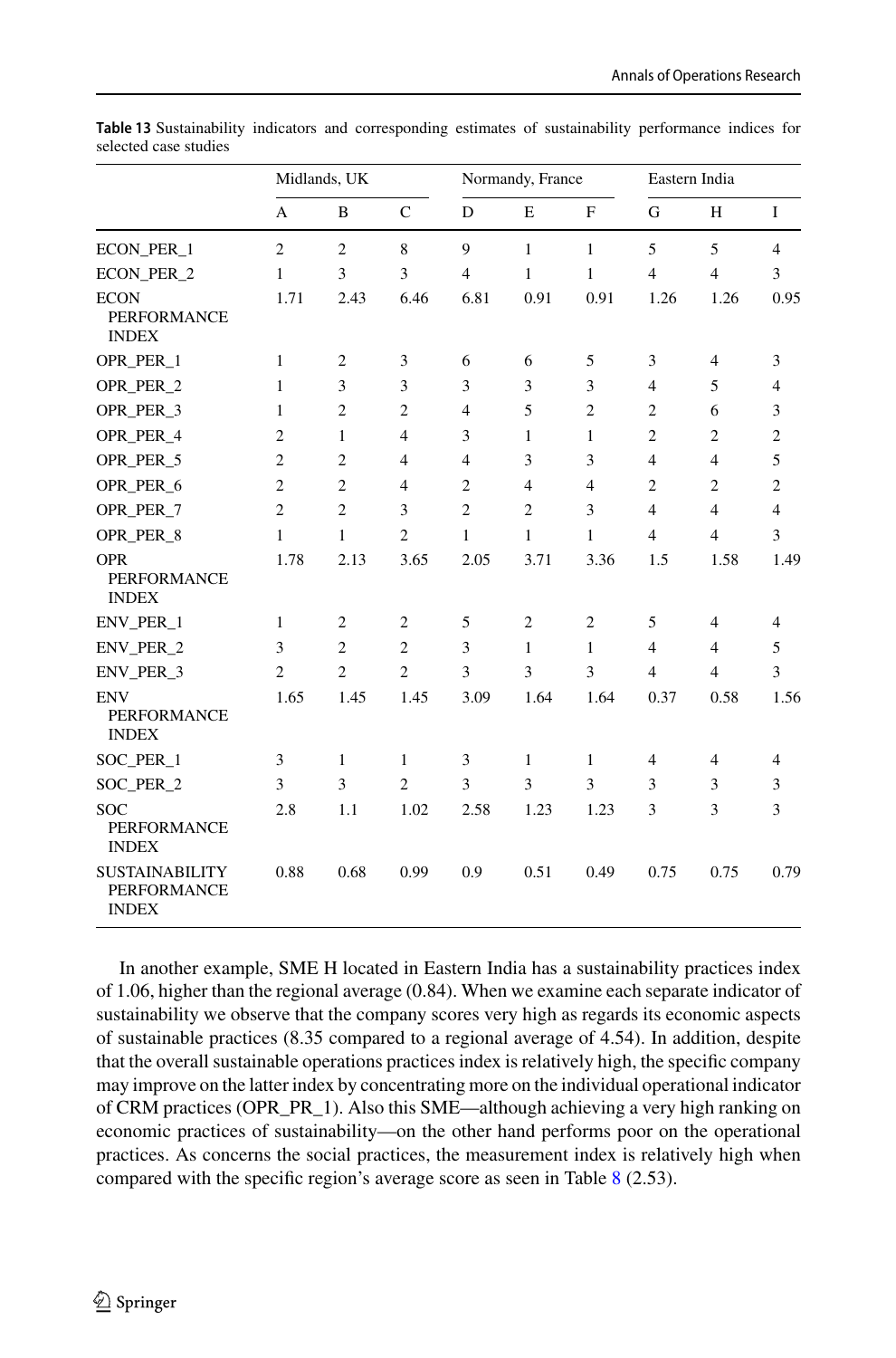**Table 13** Sustainability indicators and corresponding estimates of sustainability performance indices for selected case studies

| | Midlands, UK | | | Normandy, France | | | Eastern India | | |
|---|---|---|---|---|---|---|---|---|---|
| | A | B | C | D | E | F | G | H | I |
| ECON_PER_1 | 2 | 2 | 8 | 9 | 1 | 1 | 5 | 5 | 4 |
| ECON_PER_2 | 1 | 3 | 3 | 4 | 1 | 1 | 4 | 4 | 3 |
| ECON PERFORMANCE INDEX | 1.71 | 2.43 | 6.46 | 6.81 | 0.91 | 0.91 | 1.26 | 1.26 | 0.95 |
| OPR_PER_1 | 1 | 2 | 3 | 6 | 6 | 5 | 3 | 4 | 3 |
| OPR_PER_2 | 1 | 3 | 3 | 3 | 3 | 3 | 4 | 5 | 4 |
| OPR_PER_3 | 1 | 2 | 2 | 4 | 5 | 2 | 2 | 6 | 3 |
| OPR_PER_4 | 2 | 1 | 4 | 3 | 1 | 1 | 2 | 2 | 2 |
| OPR_PER_5 | 2 | 2 | 4 | 4 | 3 | 3 | 4 | 4 | 5 |
| OPR_PER_6 | 2 | 2 | 4 | 2 | 4 | 4 | 2 | 2 | 2 |
| OPR_PER_7 | 2 | 2 | 3 | 2 | 2 | 3 | 4 | 4 | 4 |
| OPR_PER_8 | 1 | 1 | 2 | 1 | 1 | 1 | 4 | 4 | 3 |
| OPR PERFORMANCE INDEX | 1.78 | 2.13 | 3.65 | 2.05 | 3.71 | 3.36 | 1.5 | 1.58 | 1.49 |
| ENV_PER_1 | 1 | 2 | 2 | 5 | 2 | 2 | 5 | 4 | 4 |
| ENV_PER_2 | 3 | 2 | 2 | 3 | 1 | 1 | 4 | 4 | 5 |
| ENV_PER_3 | 2 | 2 | 2 | 3 | 3 | 3 | 4 | 4 | 3 |
| ENV PERFORMANCE INDEX | 1.65 | 1.45 | 1.45 | 3.09 | 1.64 | 1.64 | 0.37 | 0.58 | 1.56 |
| SOC_PER_1 | 3 | 1 | 1 | 3 | 1 | 1 | 4 | 4 | 4 |
| SOC_PER_2 | 3 | 3 | 2 | 3 | 3 | 3 | 3 | 3 | 3 |
| SOC PERFORMANCE INDEX | 2.8 | 1.1 | 1.02 | 2.58 | 1.23 | 1.23 | 3 | 3 | 3 |
| SUSTAINABILITY PERFORMANCE INDEX | 0.88 | 0.68 | 0.99 | 0.9 | 0.51 | 0.49 | 0.75 | 0.75 | 0.79 |

In another example, SME H located in Eastern India has a sustainability practices index of 1.06, higher than the regional average (0.84). When we examine each separate indicator of sustainability we observe that the company scores very high as regards its economic aspects of sustainable practices (8.35 compared to a regional average of 4.54). In addition, despite that the overall sustainable operations practices index is relatively high, the specific company may improve on the latter index by concentrating more on the individual operational indicator of CRM practices (OPR_PR_1). Also this SME—although achieving a very high ranking on economic practices of sustainability—on the other hand performs poor on the operational practices. As concerns the social practices, the measurement index is relatively high when compared with the specific region's average score as seen in Table 8 (2.53).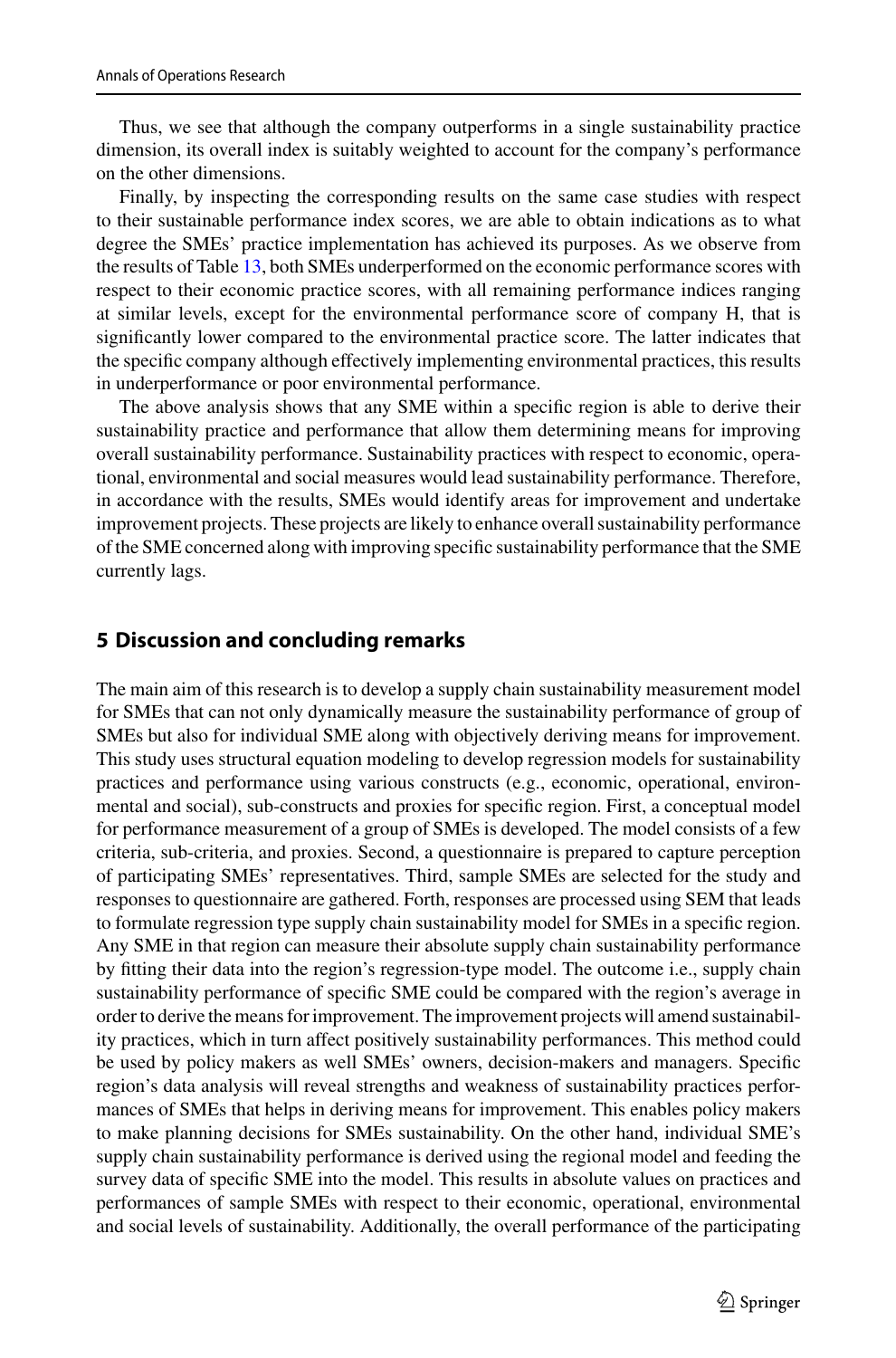Thus, we see that although the company outperforms in a single sustainability practice dimension, its overall index is suitably weighted to account for the company's performance on the other dimensions.

Finally, by inspecting the corresponding results on the same case studies with respect to their sustainable performance index scores, we are able to obtain indications as to what degree the SMEs' practice implementation has achieved its purposes. As we observe from the results of Table 13, both SMEs underperformed on the economic performance scores with respect to their economic practice scores, with all remaining performance indices ranging at similar levels, except for the environmental performance score of company H, that is significantly lower compared to the environmental practice score. The latter indicates that the specific company although effectively implementing environmental practices, this results in underperformance or poor environmental performance.

The above analysis shows that any SME within a specific region is able to derive their sustainability practice and performance that allow them determining means for improving overall sustainability performance. Sustainability practices with respect to economic, operational, environmental and social measures would lead sustainability performance. Therefore, in accordance with the results, SMEs would identify areas for improvement and undertake improvement projects. These projects are likely to enhance overall sustainability performance of the SME concerned along with improving specific sustainability performance that the SME currently lags.

## 5 Discussion and concluding remarks

The main aim of this research is to develop a supply chain sustainability measurement model for SMEs that can not only dynamically measure the sustainability performance of group of SMEs but also for individual SME along with objectively deriving means for improvement. This study uses structural equation modeling to develop regression models for sustainability practices and performance using various constructs (e.g., economic, operational, environmental and social), sub-constructs and proxies for specific region. First, a conceptual model for performance measurement of a group of SMEs is developed. The model consists of a few criteria, sub-criteria, and proxies. Second, a questionnaire is prepared to capture perception of participating SMEs' representatives. Third, sample SMEs are selected for the study and responses to questionnaire are gathered. Forth, responses are processed using SEM that leads to formulate regression type supply chain sustainability model for SMEs in a specific region. Any SME in that region can measure their absolute supply chain sustainability performance by fitting their data into the region's regression-type model. The outcome i.e., supply chain sustainability performance of specific SME could be compared with the region's average in order to derive the means for improvement. The improvement projects will amend sustainability practices, which in turn affect positively sustainability performances. This method could be used by policy makers as well SMEs' owners, decision-makers and managers. Specific region's data analysis will reveal strengths and weakness of sustainability practices performances of SMEs that helps in deriving means for improvement. This enables policy makers to make planning decisions for SMEs sustainability. On the other hand, individual SME's supply chain sustainability performance is derived using the regional model and feeding the survey data of specific SME into the model. This results in absolute values on practices and performances of sample SMEs with respect to their economic, operational, environmental and social levels of sustainability. Additionally, the overall performance of the participating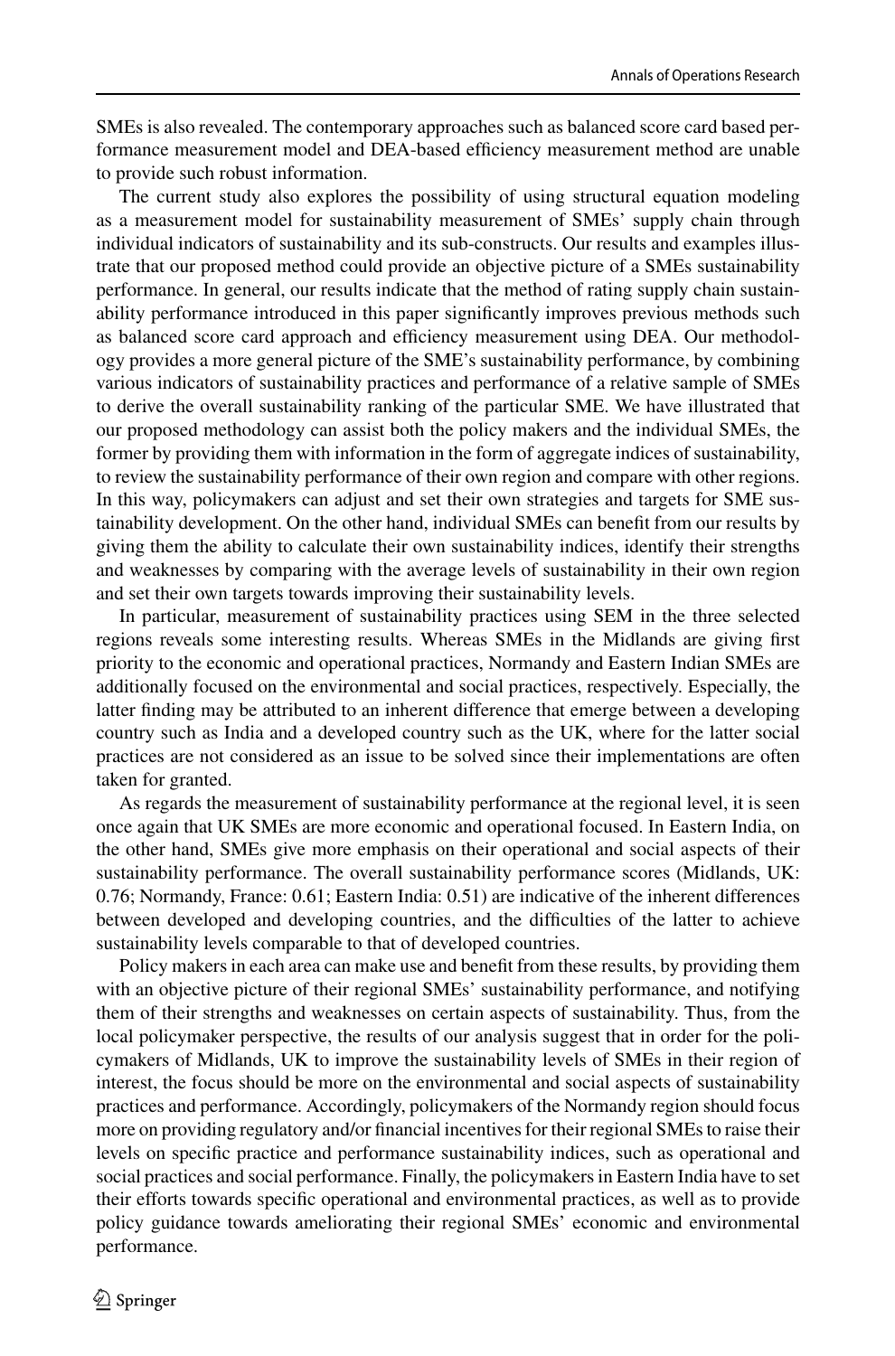SMEs is also revealed. The contemporary approaches such as balanced score card based performance measurement model and DEA-based efficiency measurement method are unable to provide such robust information.

The current study also explores the possibility of using structural equation modeling as a measurement model for sustainability measurement of SMEs' supply chain through individual indicators of sustainability and its sub-constructs. Our results and examples illustrate that our proposed method could provide an objective picture of a SMEs sustainability performance. In general, our results indicate that the method of rating supply chain sustainability performance introduced in this paper significantly improves previous methods such as balanced score card approach and efficiency measurement using DEA. Our methodology provides a more general picture of the SME's sustainability performance, by combining various indicators of sustainability practices and performance of a relative sample of SMEs to derive the overall sustainability ranking of the particular SME. We have illustrated that our proposed methodology can assist both the policy makers and the individual SMEs, the former by providing them with information in the form of aggregate indices of sustainability, to review the sustainability performance of their own region and compare with other regions. In this way, policymakers can adjust and set their own strategies and targets for SME sustainability development. On the other hand, individual SMEs can benefit from our results by giving them the ability to calculate their own sustainability indices, identify their strengths and weaknesses by comparing with the average levels of sustainability in their own region and set their own targets towards improving their sustainability levels.

In particular, measurement of sustainability practices using SEM in the three selected regions reveals some interesting results. Whereas SMEs in the Midlands are giving first priority to the economic and operational practices, Normandy and Eastern Indian SMEs are additionally focused on the environmental and social practices, respectively. Especially, the latter finding may be attributed to an inherent difference that emerge between a developing country such as India and a developed country such as the UK, where for the latter social practices are not considered as an issue to be solved since their implementations are often taken for granted.

As regards the measurement of sustainability performance at the regional level, it is seen once again that UK SMEs are more economic and operational focused. In Eastern India, on the other hand, SMEs give more emphasis on their operational and social aspects of their sustainability performance. The overall sustainability performance scores (Midlands, UK: 0.76; Normandy, France: 0.61; Eastern India: 0.51) are indicative of the inherent differences between developed and developing countries, and the difficulties of the latter to achieve sustainability levels comparable to that of developed countries.

Policy makers in each area can make use and benefit from these results, by providing them with an objective picture of their regional SMEs' sustainability performance, and notifying them of their strengths and weaknesses on certain aspects of sustainability. Thus, from the local policymaker perspective, the results of our analysis suggest that in order for the policymakers of Midlands, UK to improve the sustainability levels of SMEs in their region of interest, the focus should be more on the environmental and social aspects of sustainability practices and performance. Accordingly, policymakers of the Normandy region should focus more on providing regulatory and/or financial incentives for their regional SMEs to raise their levels on specific practice and performance sustainability indices, such as operational and social practices and social performance. Finally, the policymakers in Eastern India have to set their efforts towards specific operational and environmental practices, as well as to provide policy guidance towards ameliorating their regional SMEs' economic and environmental performance.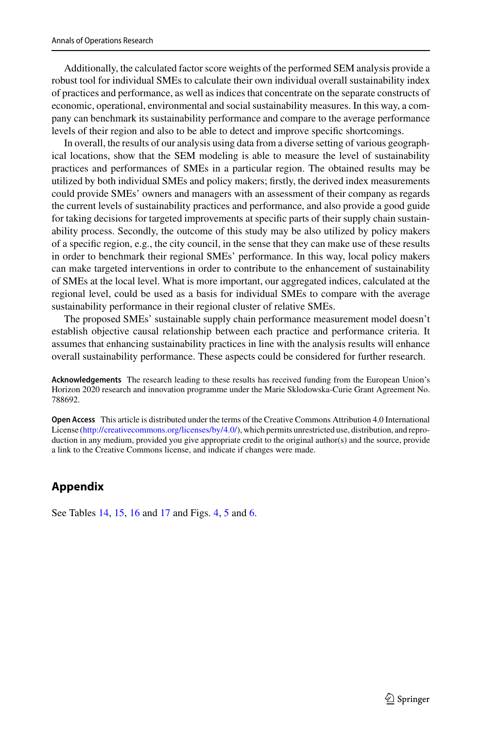Additionally, the calculated factor score weights of the performed SEM analysis provide a robust tool for individual SMEs to calculate their own individual overall sustainability index of practices and performance, as well as indices that concentrate on the separate constructs of economic, operational, environmental and social sustainability measures. In this way, a company can benchmark its sustainability performance and compare to the average performance levels of their region and also to be able to detect and improve specific shortcomings.

In overall, the results of our analysis using data from a diverse setting of various geographical locations, show that the SEM modeling is able to measure the level of sustainability practices and performances of SMEs in a particular region. The obtained results may be utilized by both individual SMEs and policy makers; firstly, the derived index measurements could provide SMEs' owners and managers with an assessment of their company as regards the current levels of sustainability practices and performance, and also provide a good guide for taking decisions for targeted improvements at specific parts of their supply chain sustainability process. Secondly, the outcome of this study may be also utilized by policy makers of a specific region, e.g., the city council, in the sense that they can make use of these results in order to benchmark their regional SMEs' performance. In this way, local policy makers can make targeted interventions in order to contribute to the enhancement of sustainability of SMEs at the local level. What is more important, our aggregated indices, calculated at the regional level, could be used as a basis for individual SMEs to compare with the average sustainability performance in their regional cluster of relative SMEs.

The proposed SMEs' sustainable supply chain performance measurement model doesn't establish objective causal relationship between each practice and performance criteria. It assumes that enhancing sustainability practices in line with the analysis results will enhance overall sustainability performance. These aspects could be considered for further research.

**Acknowledgements** The research leading to these results has received funding from the European Union's Horizon 2020 research and innovation programme under the Marie Sklodowska-Curie Grant Agreement No. 788692.

**Open Access** This article is distributed under the terms of the Creative Commons Attribution 4.0 International License (http://creativecommons.org/licenses/by/4.0/), which permits unrestricted use, distribution, and reproduction in any medium, provided you give appropriate credit to the original author(s) and the source, provide a link to the Creative Commons license, and indicate if changes were made.

## Appendix

See Tables 14, 15, 16 and 17 and Figs. 4, 5 and 6.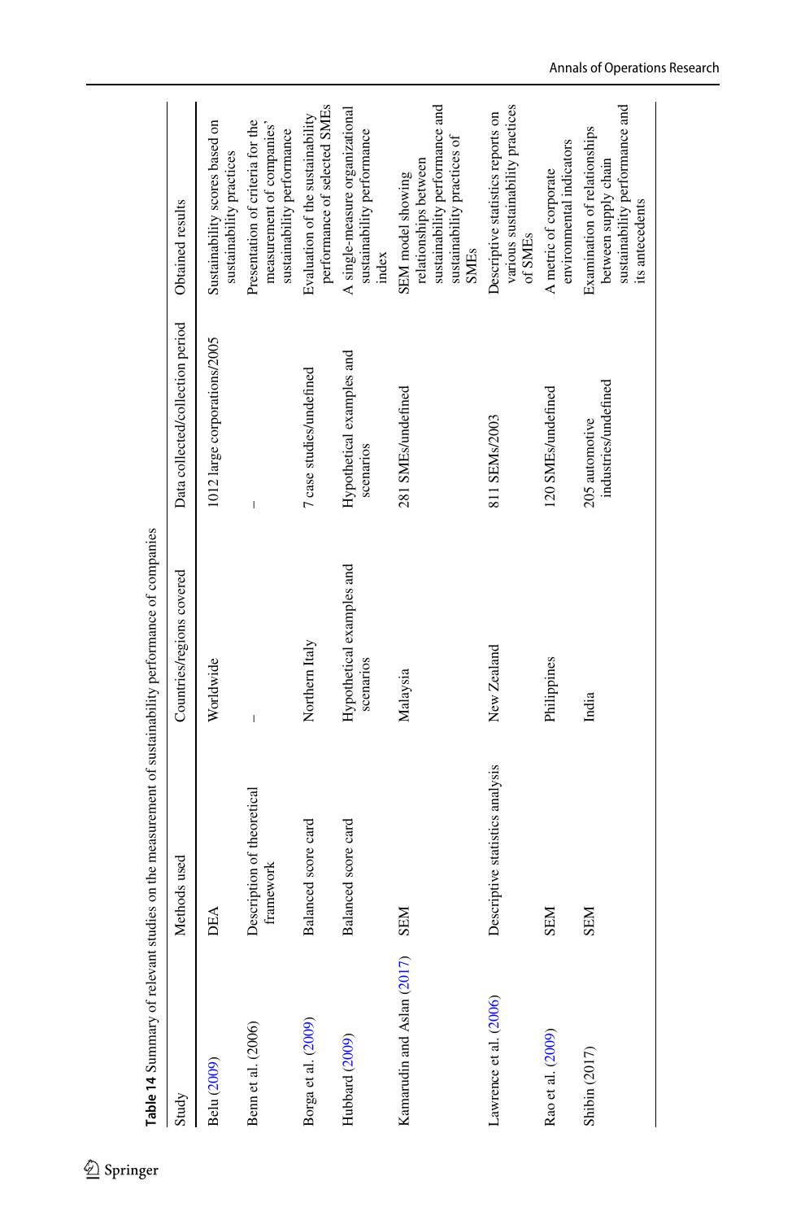**Table 14** Summary of relevant studies on the measurement of sustainability performance of companies

| Study | Methods used | Countries/regions covered | Data collected/collection period | Obtained results |
|---|---|---|---|---|
| Belu (2009) | DEA | Worldwide | 1012 large corporations/2005 | Sustainability scores based on sustainability practices |
| Benn et al. (2006) | Description of theoretical framework | – | – | Presentation of criteria for the measurement of companies' sustainability performance |
| Borga et al. (2009) | Balanced score card | Northern Italy | 7 case studies/undefined | Evaluation of the sustainability performance of selected SMEs |
| Hubbard (2009) | Balanced score card | Hypothetical examples and scenarios | Hypothetical examples and scenarios | A single-measure organizational sustainability performance index |
| Kamarudin and Aslan (2017) | SEM | Malaysia | 281 SMEs/undefined | SEM model showing relationships between sustainability performance and sustainability practices of SMEs |
| Lawrence et al. (2006) | Descriptive statistics analysis | New Zealand | 811 SEMs/2003 | Descriptive statistics reports on various sustainability practices of SMEs |
| Rao et al. (2009) | SEM | Philippines | 120 SMEs/undefined | A metric of corporate environmental indicators |
| Shibin (2017) | SEM | India | 205 automotive industries/undefined | Examination of relationships between supply chain sustainability performance and its antecedents |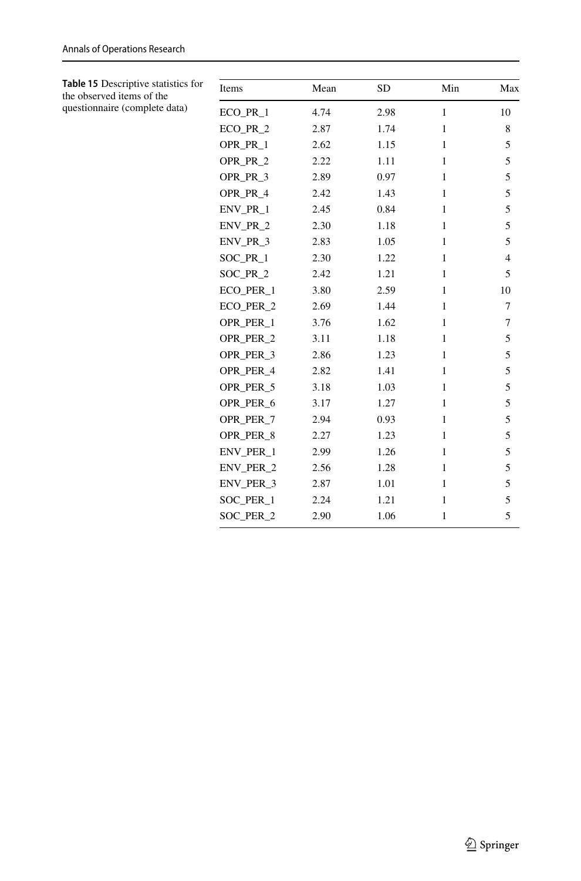**Table 15** Descriptive statistics for the observed items of the questionnaire (complete data)

| Items | Mean | SD | Min | Max |
|---|---|---|---|---|
| ECO_PR_1 | 4.74 | 2.98 | 1 | 10 |
| ECO_PR_2 | 2.87 | 1.74 | 1 | 8 |
| OPR_PR_1 | 2.62 | 1.15 | 1 | 5 |
| OPR_PR_2 | 2.22 | 1.11 | 1 | 5 |
| OPR_PR_3 | 2.89 | 0.97 | 1 | 5 |
| OPR_PR_4 | 2.42 | 1.43 | 1 | 5 |
| ENV_PR_1 | 2.45 | 0.84 | 1 | 5 |
| ENV_PR_2 | 2.30 | 1.18 | 1 | 5 |
| ENV_PR_3 | 2.83 | 1.05 | 1 | 5 |
| SOC_PR_1 | 2.30 | 1.22 | 1 | 4 |
| SOC_PR_2 | 2.42 | 1.21 | 1 | 5 |
| ECO_PER_1 | 3.80 | 2.59 | 1 | 10 |
| ECO_PER_2 | 2.69 | 1.44 | 1 | 7 |
| OPR_PER_1 | 3.76 | 1.62 | 1 | 7 |
| OPR_PER_2 | 3.11 | 1.18 | 1 | 5 |
| OPR_PER_3 | 2.86 | 1.23 | 1 | 5 |
| OPR_PER_4 | 2.82 | 1.41 | 1 | 5 |
| OPR_PER_5 | 3.18 | 1.03 | 1 | 5 |
| OPR_PER_6 | 3.17 | 1.27 | 1 | 5 |
| OPR_PER_7 | 2.94 | 0.93 | 1 | 5 |
| OPR_PER_8 | 2.27 | 1.23 | 1 | 5 |
| ENV_PER_1 | 2.99 | 1.26 | 1 | 5 |
| ENV_PER_2 | 2.56 | 1.28 | 1 | 5 |
| ENV_PER_3 | 2.87 | 1.01 | 1 | 5 |
| SOC_PER_1 | 2.24 | 1.21 | 1 | 5 |
| SOC_PER_2 | 2.90 | 1.06 | 1 | 5 |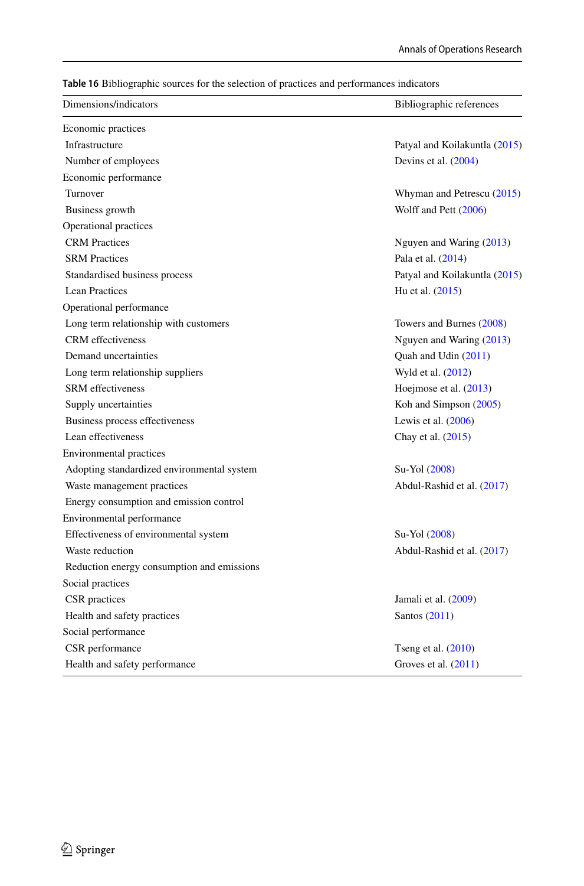**Table 16** Bibliographic sources for the selection of practices and performances indicators

| Dimensions/indicators | Bibliographic references |
|---|---|
| Economic practices | |
| Infrastructure | Patyal and Koilakuntla (2015) |
| Number of employees | Devins et al. (2004) |
| Economic performance | |
| Turnover | Whyman and Petrescu (2015) |
| Business growth | Wolff and Pett (2006) |
| Operational practices | |
| CRM Practices | Nguyen and Waring (2013) |
| SRM Practices | Pala et al. (2014) |
| Standardised business process | Patyal and Koilakuntla (2015) |
| Lean Practices | Hu et al. (2015) |
| Operational performance | |
| Long term relationship with customers | Towers and Burnes (2008) |
| CRM effectiveness | Nguyen and Waring (2013) |
| Demand uncertainties | Quah and Udin (2011) |
| Long term relationship suppliers | Wyld et al. (2012) |
| SRM effectiveness | Hoejmose et al. (2013) |
| Supply uncertainties | Koh and Simpson (2005) |
| Business process effectiveness | Lewis et al. (2006) |
| Lean effectiveness | Chay et al. (2015) |
| Environmental practices | |
| Adopting standardized environmental system | Su-Yol (2008) |
| Waste management practices | Abdul-Rashid et al. (2017) |
| Energy consumption and emission control | |
| Environmental performance | |
| Effectiveness of environmental system | Su-Yol (2008) |
| Waste reduction | Abdul-Rashid et al. (2017) |
| Reduction energy consumption and emissions | |
| Social practices | |
| CSR practices | Jamali et al. (2009) |
| Health and safety practices | Santos (2011) |
| Social performance | |
| CSR performance | Tseng et al. (2010) |
| Health and safety performance | Groves et al. (2011) |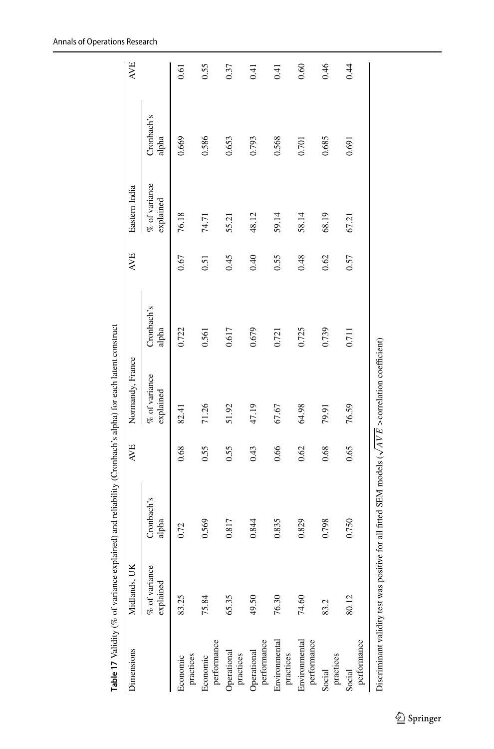**Table 17** Validity (% of variance explained) and reliability (Cronbach's alpha) for each latent construct

| Dimensions | Midlands, UK | | AVE | Normandy, France | | AVE | Eastern India | | AVE |
|---|---|---|---|---|---|---|---|---|---|
| | % of variance explained | Cronbach's alpha | | % of variance explained | Cronbach's alpha | | % of variance explained | Cronbach's alpha | |
| Economic practices | 83.25 | 0.72 | 0.68 | 82.41 | 0.722 | 0.67 | 76.18 | 0.669 | 0.61 |
| Economic performance | 75.84 | 0.569 | 0.55 | 71.26 | 0.561 | 0.51 | 74.71 | 0.586 | 0.55 |
| Operational practices | 65.35 | 0.817 | 0.55 | 51.92 | 0.617 | 0.45 | 55.21 | 0.653 | 0.37 |
| Operational performance | 49.50 | 0.844 | 0.43 | 47.19 | 0.679 | 0.40 | 48.12 | 0.793 | 0.41 |
| Environmental practices | 76.30 | 0.835 | 0.66 | 67.67 | 0.721 | 0.55 | 59.14 | 0.568 | 0.41 |
| Environmental performance | 74.60 | 0.829 | 0.62 | 64.98 | 0.725 | 0.48 | 58.14 | 0.701 | 0.60 |
| Social practices | 83.2 | 0.798 | 0.68 | 79.91 | 0.739 | 0.62 | 68.19 | 0.685 | 0.46 |
| Social performance | 80.12 | 0.750 | 0.65 | 76.59 | 0.711 | 0.57 | 67.21 | 0.691 | 0.44 |

Discriminant validity test was positive for all fitted SEM models ($\sqrt{AVE}$ > correlation coefficient)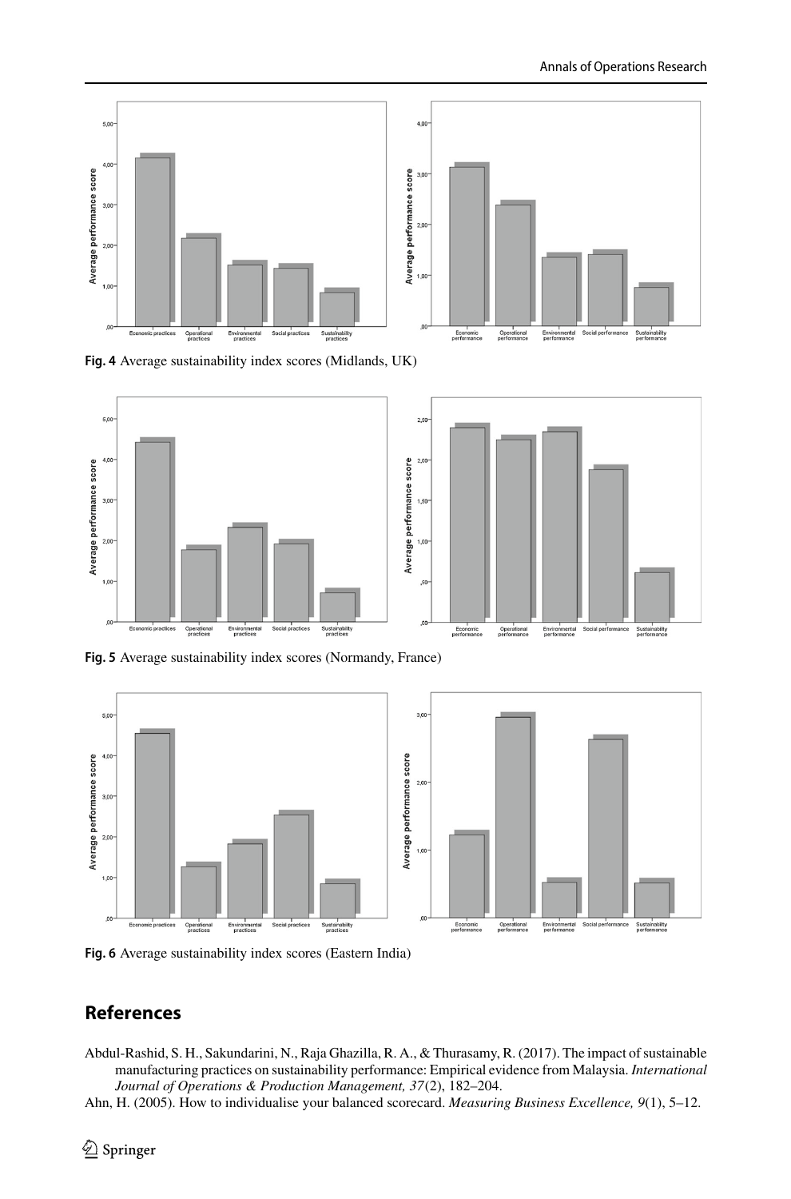**Fig. 4** Average sustainability index scores (Midlands, UK)

**Fig. 5** Average sustainability index scores (Normandy, France)

**Fig. 6** Average sustainability index scores (Eastern India)

## References

Abdul-Rashid, S. H., Sakundarini, N., Raja Ghazilla, R. A., & Thurasamy, R. (2017). The impact of sustainable manufacturing practices on sustainability performance: Empirical evidence from Malaysia. *International Journal of Operations & Production Management, 37*(2), 182–204.

Ahn, H. (2005). How to individualise your balanced scorecard. *Measuring Business Excellence, 9*(1), 5–12.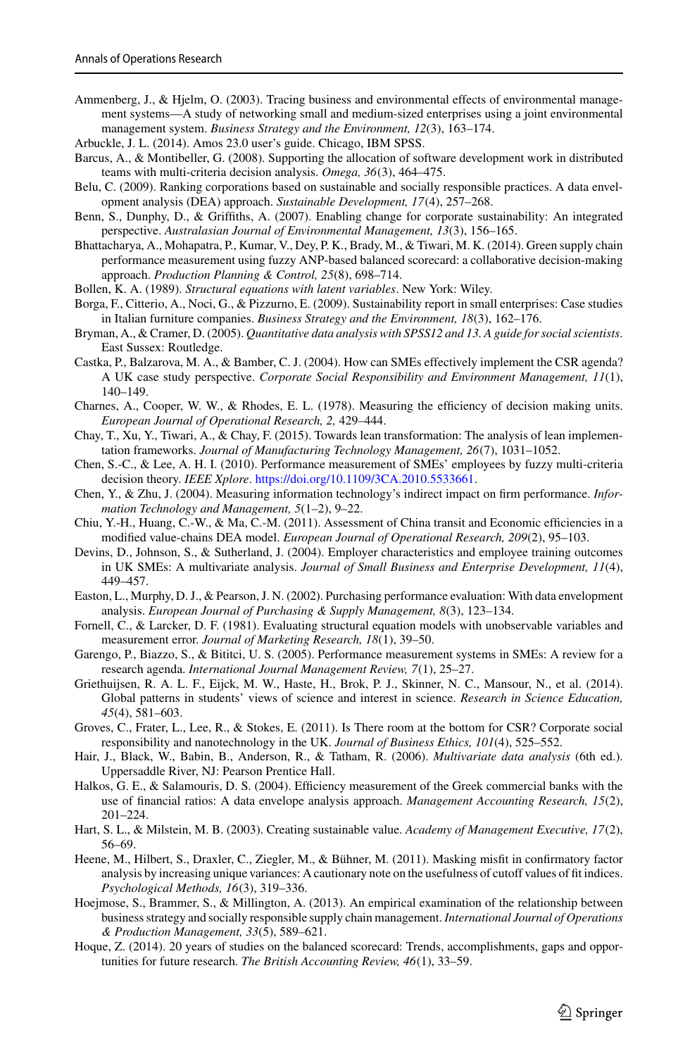Ammenberg, J., & Hjelm, O. (2003). Tracing business and environmental effects of environmental management systems—A study of networking small and medium-sized enterprises using a joint environmental management system. *Business Strategy and the Environment, 12*(3), 163–174.

Arbuckle, J. L. (2014). Amos 23.0 user's guide. Chicago, IBM SPSS.

Barcus, A., & Montibeller, G. (2008). Supporting the allocation of software development work in distributed teams with multi-criteria decision analysis. *Omega, 36*(3), 464–475.

Belu, C. (2009). Ranking corporations based on sustainable and socially responsible practices. A data envelopment analysis (DEA) approach. *Sustainable Development, 17*(4), 257–268.

Benn, S., Dunphy, D., & Griffiths, A. (2007). Enabling change for corporate sustainability: An integrated perspective. *Australasian Journal of Environmental Management, 13*(3), 156–165.

Bhattacharya, A., Mohapatra, P., Kumar, V., Dey, P. K., Brady, M., & Tiwari, M. K. (2014). Green supply chain performance measurement using fuzzy ANP-based balanced scorecard: a collaborative decision-making approach. *Production Planning & Control, 25*(8), 698–714.

Bollen, K. A. (1989). *Structural equations with latent variables*. New York: Wiley.

Borga, F., Citterio, A., Noci, G., & Pizzurno, E. (2009). Sustainability report in small enterprises: Case studies in Italian furniture companies. *Business Strategy and the Environment, 18*(3), 162–176.

Bryman, A., & Cramer, D. (2005). *Quantitative data analysis with SPSS12 and 13. A guide for social scientists*. East Sussex: Routledge.

Castka, P., Balzarova, M. A., & Bamber, C. J. (2004). How can SMEs effectively implement the CSR agenda? A UK case study perspective. *Corporate Social Responsibility and Environment Management, 11*(1), 140–149.

Charnes, A., Cooper, W. W., & Rhodes, E. L. (1978). Measuring the efficiency of decision making units. *European Journal of Operational Research, 2,* 429–444.

Chay, T., Xu, Y., Tiwari, A., & Chay, F. (2015). Towards lean transformation: The analysis of lean implementation frameworks. *Journal of Manufacturing Technology Management, 26*(7), 1031–1052.

Chen, S.-C., & Lee, A. H. I. (2010). Performance measurement of SMEs' employees by fuzzy multi-criteria decision theory. *IEEE Xplore*. https://doi.org/10.1109/3CA.2010.5533661.

Chen, Y., & Zhu, J. (2004). Measuring information technology's indirect impact on firm performance. *Information Technology and Management, 5*(1–2), 9–22.

Chiu, Y.-H., Huang, C.-W., & Ma, C.-M. (2011). Assessment of China transit and Economic efficiencies in a modified value-chains DEA model. *European Journal of Operational Research, 209*(2), 95–103.

Devins, D., Johnson, S., & Sutherland, J. (2004). Employer characteristics and employee training outcomes in UK SMEs: A multivariate analysis. *Journal of Small Business and Enterprise Development, 11*(4), 449–457.

Easton, L., Murphy, D. J., & Pearson, J. N. (2002). Purchasing performance evaluation: With data envelopment analysis. *European Journal of Purchasing & Supply Management, 8*(3), 123–134.

Fornell, C., & Larcker, D. F. (1981). Evaluating structural equation models with unobservable variables and measurement error. *Journal of Marketing Research, 18*(1), 39–50.

Garengo, P., Biazzo, S., & Bititci, U. S. (2005). Performance measurement systems in SMEs: A review for a research agenda. *International Journal Management Review, 7*(1), 25–27.

Griethuijsen, R. A. L. F., Eijck, M. W., Haste, H., Brok, P. J., Skinner, N. C., Mansour, N., et al. (2014). Global patterns in students' views of science and interest in science. *Research in Science Education, 45*(4), 581–603.

Groves, C., Frater, L., Lee, R., & Stokes, E. (2011). Is There room at the bottom for CSR? Corporate social responsibility and nanotechnology in the UK. *Journal of Business Ethics, 101*(4), 525–552.

Hair, J., Black, W., Babin, B., Anderson, R., & Tatham, R. (2006). *Multivariate data analysis* (6th ed.). Uppersaddle River, NJ: Pearson Prentice Hall.

Halkos, G. E., & Salamouris, D. S. (2004). Efficiency measurement of the Greek commercial banks with the use of financial ratios: A data envelope analysis approach. *Management Accounting Research, 15*(2), 201–224.

Hart, S. L., & Milstein, M. B. (2003). Creating sustainable value. *Academy of Management Executive, 17*(2), 56–69.

Heene, M., Hilbert, S., Draxler, C., Ziegler, M., & Bühner, M. (2011). Masking misfit in confirmatory factor analysis by increasing unique variances: A cautionary note on the usefulness of cutoff values of fit indices. *Psychological Methods, 16*(3), 319–336.

Hoejmose, S., Brammer, S., & Millington, A. (2013). An empirical examination of the relationship between business strategy and socially responsible supply chain management. *International Journal of Operations & Production Management, 33*(5), 589–621.

Hoque, Z. (2014). 20 years of studies on the balanced scorecard: Trends, accomplishments, gaps and opportunities for future research. *The British Accounting Review, 46*(1), 33–59.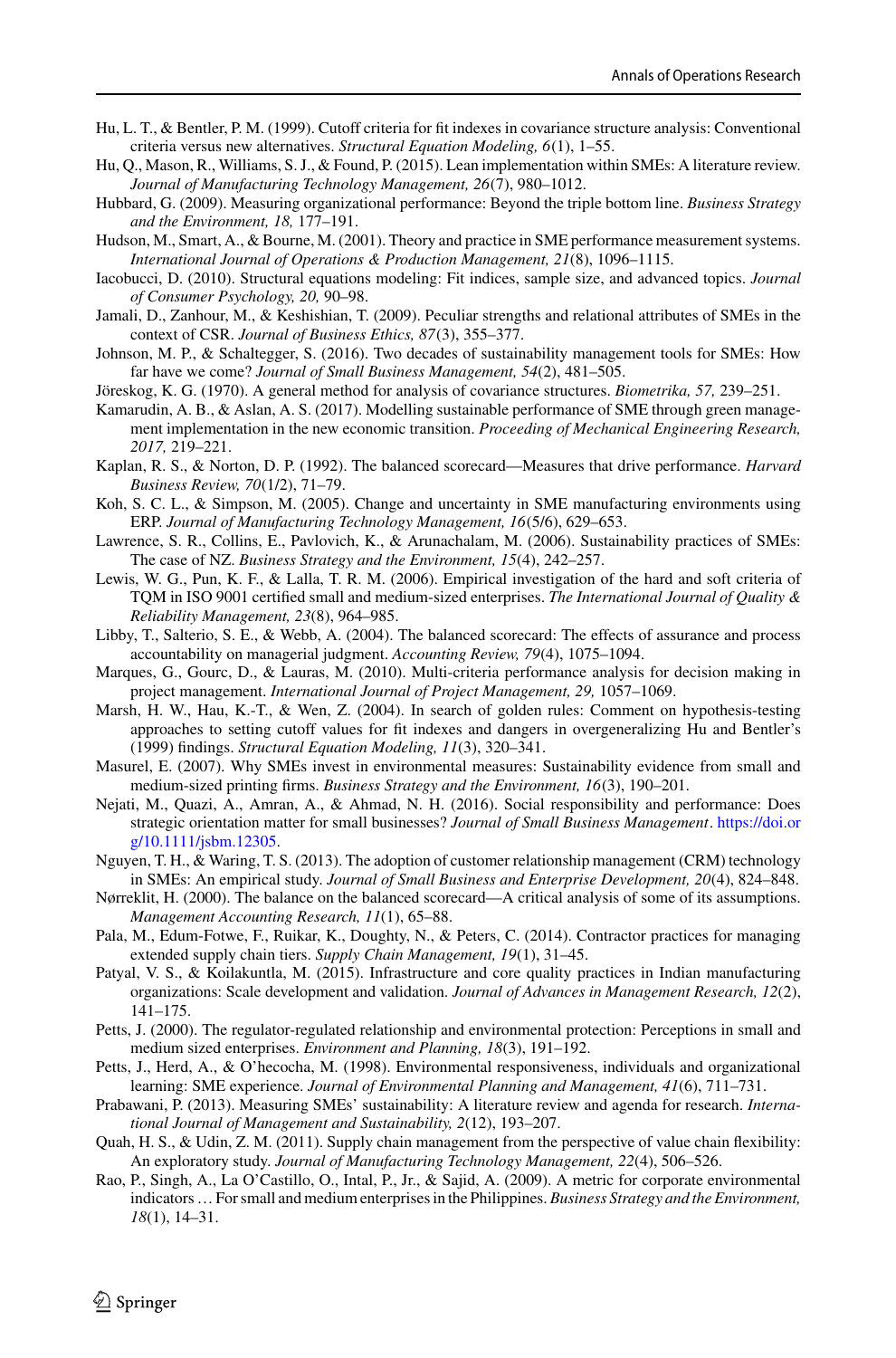Hu, L. T., & Bentler, P. M. (1999). Cutoff criteria for fit indexes in covariance structure analysis: Conventional criteria versus new alternatives. *Structural Equation Modeling, 6*(1), 1–55.

Hu, Q., Mason, R., Williams, S. J., & Found, P. (2015). Lean implementation within SMEs: A literature review. *Journal of Manufacturing Technology Management, 26*(7), 980–1012.

Hubbard, G. (2009). Measuring organizational performance: Beyond the triple bottom line. *Business Strategy and the Environment, 18,* 177–191.

Hudson, M., Smart, A., & Bourne, M. (2001). Theory and practice in SME performance measurement systems. *International Journal of Operations & Production Management, 21*(8), 1096–1115.

Iacobucci, D. (2010). Structural equations modeling: Fit indices, sample size, and advanced topics. *Journal of Consumer Psychology, 20,* 90–98.

Jamali, D., Zanhour, M., & Keshishian, T. (2009). Peculiar strengths and relational attributes of SMEs in the context of CSR. *Journal of Business Ethics, 87*(3), 355–377.

Johnson, M. P., & Schaltegger, S. (2016). Two decades of sustainability management tools for SMEs: How far have we come? *Journal of Small Business Management, 54*(2), 481–505.

Jöreskog, K. G. (1970). A general method for analysis of covariance structures. *Biometrika, 57,* 239–251.

Kamarudin, A. B., & Aslan, A. S. (2017). Modelling sustainable performance of SME through green management implementation in the new economic transition. *Proceeding of Mechanical Engineering Research, 2017,* 219–221.

Kaplan, R. S., & Norton, D. P. (1992). The balanced scorecard—Measures that drive performance. *Harvard Business Review, 70*(1/2), 71–79.

Koh, S. C. L., & Simpson, M. (2005). Change and uncertainty in SME manufacturing environments using ERP. *Journal of Manufacturing Technology Management, 16*(5/6), 629–653.

Lawrence, S. R., Collins, E., Pavlovich, K., & Arunachalam, M. (2006). Sustainability practices of SMEs: The case of NZ. *Business Strategy and the Environment, 15*(4), 242–257.

Lewis, W. G., Pun, K. F., & Lalla, T. R. M. (2006). Empirical investigation of the hard and soft criteria of TQM in ISO 9001 certified small and medium-sized enterprises. *The International Journal of Quality & Reliability Management, 23*(8), 964–985.

Libby, T., Salterio, S. E., & Webb, A. (2004). The balanced scorecard: The effects of assurance and process accountability on managerial judgment. *Accounting Review, 79*(4), 1075–1094.

Marques, G., Gourc, D., & Lauras, M. (2010). Multi-criteria performance analysis for decision making in project management. *International Journal of Project Management, 29,* 1057–1069.

Marsh, H. W., Hau, K.-T., & Wen, Z. (2004). In search of golden rules: Comment on hypothesis-testing approaches to setting cutoff values for fit indexes and dangers in overgeneralizing Hu and Bentler's (1999) findings. *Structural Equation Modeling, 11*(3), 320–341.

Masurel, E. (2007). Why SMEs invest in environmental measures: Sustainability evidence from small and medium-sized printing firms. *Business Strategy and the Environment, 16*(3), 190–201.

Nejati, M., Quazi, A., Amran, A., & Ahmad, N. H. (2016). Social responsibility and performance: Does strategic orientation matter for small businesses? *Journal of Small Business Management*. https://doi.org/10.1111/jsbm.12305.

Nguyen, T. H., & Waring, T. S. (2013). The adoption of customer relationship management (CRM) technology in SMEs: An empirical study. *Journal of Small Business and Enterprise Development, 20*(4), 824–848.

Nørreklit, H. (2000). The balance on the balanced scorecard—A critical analysis of some of its assumptions. *Management Accounting Research, 11*(1), 65–88.

Pala, M., Edum-Fotwe, F., Ruikar, K., Doughty, N., & Peters, C. (2014). Contractor practices for managing extended supply chain tiers. *Supply Chain Management, 19*(1), 31–45.

Patyal, V. S., & Koilakuntla, M. (2015). Infrastructure and core quality practices in Indian manufacturing organizations: Scale development and validation. *Journal of Advances in Management Research, 12*(2), 141–175.

Petts, J. (2000). The regulator-regulated relationship and environmental protection: Perceptions in small and medium sized enterprises. *Environment and Planning, 18*(3), 191–192.

Petts, J., Herd, A., & O'hecocha, M. (1998). Environmental responsiveness, individuals and organizational learning: SME experience. *Journal of Environmental Planning and Management, 41*(6), 711–731.

Prabawani, P. (2013). Measuring SMEs' sustainability: A literature review and agenda for research. *International Journal of Management and Sustainability, 2*(12), 193–207.

Quah, H. S., & Udin, Z. M. (2011). Supply chain management from the perspective of value chain flexibility: An exploratory study. *Journal of Manufacturing Technology Management, 22*(4), 506–526.

Rao, P., Singh, A., La O'Castillo, O., Intal, P., Jr., & Sajid, A. (2009). A metric for corporate environmental indicators … For small and medium enterprises in the Philippines. *Business Strategy and the Environment, 18*(1), 14–31.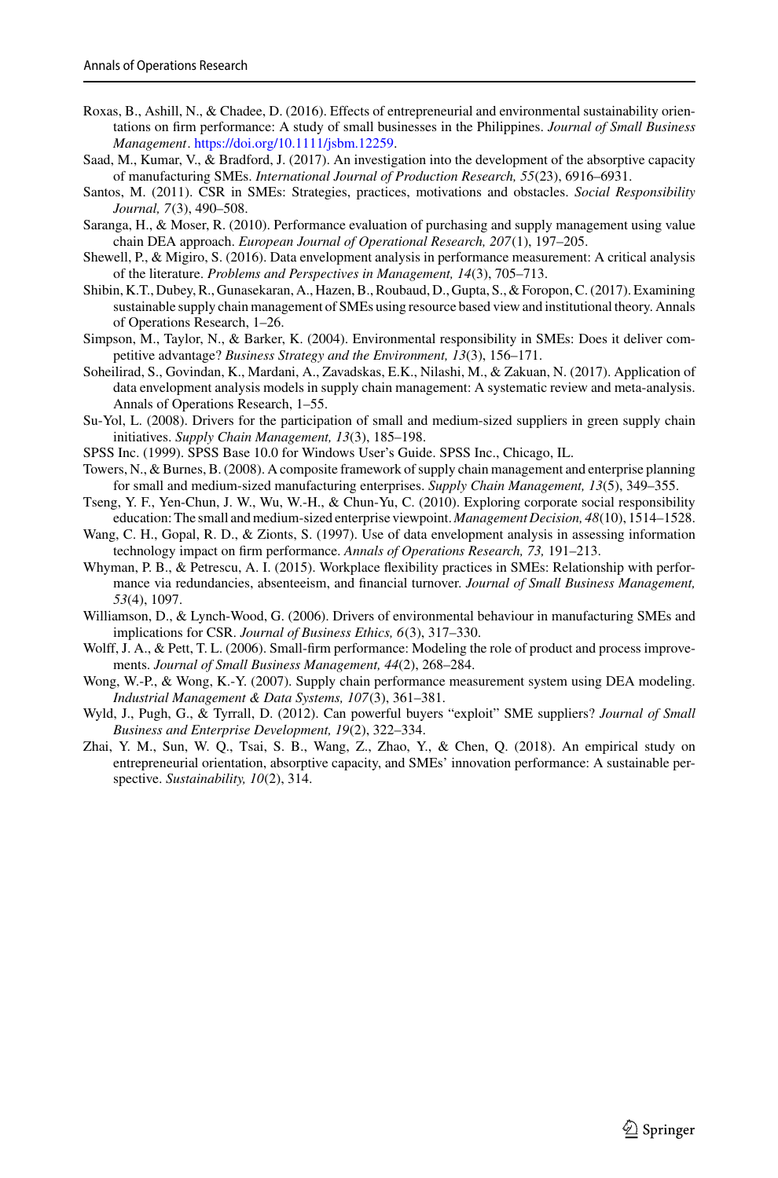Roxas, B., Ashill, N., & Chadee, D. (2016). Effects of entrepreneurial and environmental sustainability orientations on firm performance: A study of small businesses in the Philippines. *Journal of Small Business Management*. https://doi.org/10.1111/jsbm.12259.

Saad, M., Kumar, V., & Bradford, J. (2017). An investigation into the development of the absorptive capacity of manufacturing SMEs. *International Journal of Production Research, 55*(23), 6916–6931.

Santos, M. (2011). CSR in SMEs: Strategies, practices, motivations and obstacles. *Social Responsibility Journal, 7*(3), 490–508.

Saranga, H., & Moser, R. (2010). Performance evaluation of purchasing and supply management using value chain DEA approach. *European Journal of Operational Research, 207*(1), 197–205.

Shewell, P., & Migiro, S. (2016). Data envelopment analysis in performance measurement: A critical analysis of the literature. *Problems and Perspectives in Management, 14*(3), 705–713.

Shibin, K.T., Dubey, R., Gunasekaran, A., Hazen, B., Roubaud, D., Gupta, S., & Foropon, C. (2017). Examining sustainable supply chain management of SMEs using resource based view and institutional theory. Annals of Operations Research, 1–26.

Simpson, M., Taylor, N., & Barker, K. (2004). Environmental responsibility in SMEs: Does it deliver competitive advantage? *Business Strategy and the Environment, 13*(3), 156–171.

Soheilirad, S., Govindan, K., Mardani, A., Zavadskas, E.K., Nilashi, M., & Zakuan, N. (2017). Application of data envelopment analysis models in supply chain management: A systematic review and meta-analysis. Annals of Operations Research, 1–55.

Su-Yol, L. (2008). Drivers for the participation of small and medium-sized suppliers in green supply chain initiatives. *Supply Chain Management, 13*(3), 185–198.

SPSS Inc. (1999). SPSS Base 10.0 for Windows User's Guide. SPSS Inc., Chicago, IL.

Towers, N., & Burnes, B. (2008). A composite framework of supply chain management and enterprise planning for small and medium-sized manufacturing enterprises. *Supply Chain Management, 13*(5), 349–355.

Tseng, Y. F., Yen-Chun, J. W., Wu, W.-H., & Chun-Yu, C. (2010). Exploring corporate social responsibility education: The small and medium-sized enterprise viewpoint. *Management Decision, 48*(10), 1514–1528.

Wang, C. H., Gopal, R. D., & Zionts, S. (1997). Use of data envelopment analysis in assessing information technology impact on firm performance. *Annals of Operations Research, 73,* 191–213.

Whyman, P. B., & Petrescu, A. I. (2015). Workplace flexibility practices in SMEs: Relationship with performance via redundancies, absenteeism, and financial turnover. *Journal of Small Business Management, 53*(4), 1097.

Williamson, D., & Lynch-Wood, G. (2006). Drivers of environmental behaviour in manufacturing SMEs and implications for CSR. *Journal of Business Ethics, 6*(3), 317–330.

Wolff, J. A., & Pett, T. L. (2006). Small-firm performance: Modeling the role of product and process improvements. *Journal of Small Business Management, 44*(2), 268–284.

Wong, W.-P., & Wong, K.-Y. (2007). Supply chain performance measurement system using DEA modeling. *Industrial Management & Data Systems, 107*(3), 361–381.

Wyld, J., Pugh, G., & Tyrrall, D. (2012). Can powerful buyers "exploit" SME suppliers? *Journal of Small Business and Enterprise Development, 19*(2), 322–334.

Zhai, Y. M., Sun, W. Q., Tsai, S. B., Wang, Z., Zhao, Y., & Chen, Q. (2018). An empirical study on entrepreneurial orientation, absorptive capacity, and SMEs' innovation performance: A sustainable perspective. *Sustainability, 10*(2), 314.